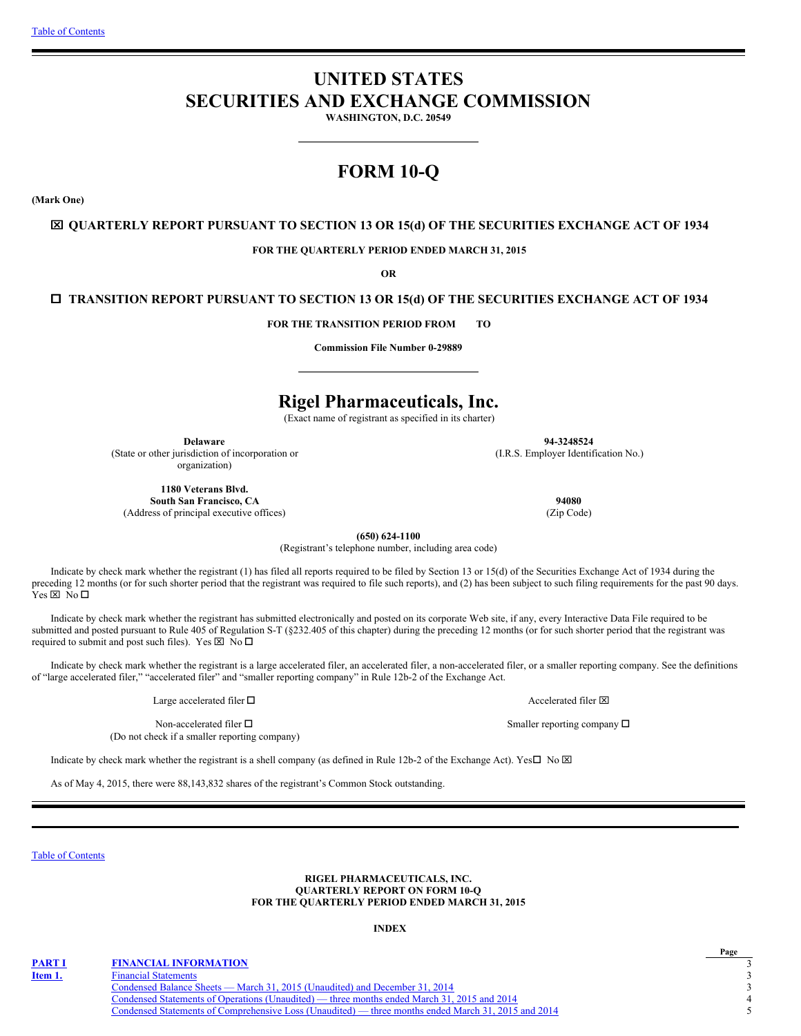# UNITED STATES
# SECURITIES AND EXCHANGE COMMISSION

**WASHINGTON, D.C. 20549**

# FORM 10-Q

**(Mark One)**

☒ **QUARTERLY REPORT PURSUANT TO SECTION 13 OR 15(d) OF THE SECURITIES EXCHANGE ACT OF 1934**

**FOR THE QUARTERLY PERIOD ENDED MARCH 31, 2015**

**OR**

☐ **TRANSITION REPORT PURSUANT TO SECTION 13 OR 15(d) OF THE SECURITIES EXCHANGE ACT OF 1934**

**FOR THE TRANSITION PERIOD FROM TO**

**Commission File Number 0-29889**

# Rigel Pharmaceuticals, Inc.

(Exact name of registrant as specified in its charter)

| | |
|---|---|
| **Delaware**<br>(State or other jurisdiction of incorporation or organization) | **94-3248524**<br>(I.R.S. Employer Identification No.) |
| **1180 Veterans Blvd.**<br>**South San Francisco, CA**<br>(Address of principal executive offices) | **94080**<br>(Zip Code) |

**(650) 624-1100**
(Registrant's telephone number, including area code)

Indicate by check mark whether the registrant (1) has filed all reports required to be filed by Section 13 or 15(d) of the Securities Exchange Act of 1934 during the preceding 12 months (or for such shorter period that the registrant was required to file such reports), and (2) has been subject to such filing requirements for the past 90 days. Yes ☒ No ☐

Indicate by check mark whether the registrant has submitted electronically and posted on its corporate Web site, if any, every Interactive Data File required to be submitted and posted pursuant to Rule 405 of Regulation S-T (§232.405 of this chapter) during the preceding 12 months (or for such shorter period that the registrant was required to submit and post such files). Yes ☒ No ☐

Indicate by check mark whether the registrant is a large accelerated filer, an accelerated filer, a non-accelerated filer, or a smaller reporting company. See the definitions of "large accelerated filer," "accelerated filer" and "smaller reporting company" in Rule 12b-2 of the Exchange Act.

| | |
|---|---|
| Large accelerated filer ☐ | Accelerated filer ☒ |
| Non-accelerated filer ☐<br>(Do not check if a smaller reporting company) | Smaller reporting company ☐ |

Indicate by check mark whether the registrant is a shell company (as defined in Rule 12b-2 of the Exchange Act). Yes☐ No ☒

As of May 4, 2015, there were 88,143,832 shares of the registrant's Common Stock outstanding.

---

**RIGEL PHARMACEUTICALS, INC.**
**QUARTERLY REPORT ON FORM 10-Q**
**FOR THE QUARTERLY PERIOD ENDED MARCH 31, 2015**

**INDEX**

| | | Page |
|---|---|---|
| **PART I** | **FINANCIAL INFORMATION** | 3 |
| **Item 1.** | Financial Statements | 3 |
| | Condensed Balance Sheets — March 31, 2015 (Unaudited) and December 31, 2014 | 3 |
| | Condensed Statements of Operations (Unaudited) — three months ended March 31, 2015 and 2014 | 4 |
| | Condensed Statements of Comprehensive Loss (Unaudited) — three months ended March 31, 2015 and 2014 | 5 |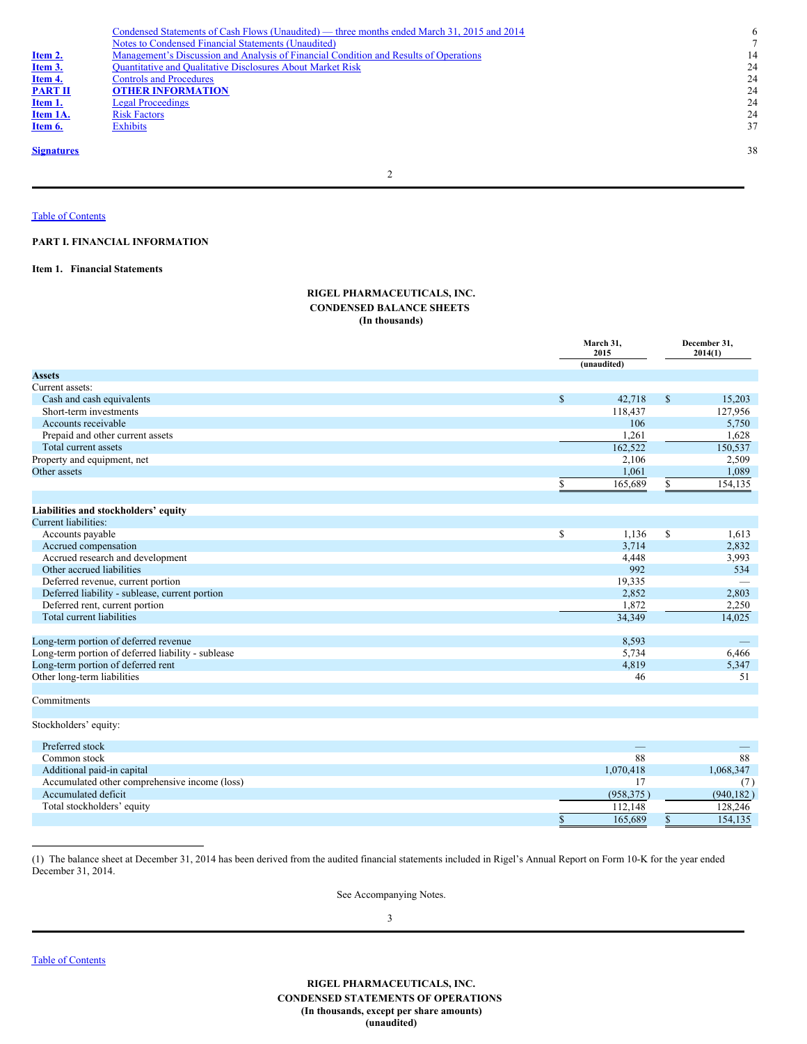| | | |
|---|---|---|
| | Condensed Statements of Cash Flows (Unaudited) — three months ended March 31, 2015 and 2014 | 6 |
| | Notes to Condensed Financial Statements (Unaudited) | 7 |
| **Item 2.** | Management's Discussion and Analysis of Financial Condition and Results of Operations | 14 |
| **Item 3.** | Quantitative and Qualitative Disclosures About Market Risk | 24 |
| **Item 4.** | Controls and Procedures | 24 |
| **PART II** | **OTHER INFORMATION** | 24 |
| **Item 1.** | Legal Proceedings | 24 |
| **Item 1A.** | Risk Factors | 24 |
| **Item 6.** | Exhibits | 37 |
| **Signatures** | | 38 |

Table of Contents

**PART I. FINANCIAL INFORMATION**

**Item 1. Financial Statements**

**RIGEL PHARMACEUTICALS, INC.**
**CONDENSED BALANCE SHEETS**
**(In thousands)**

| | March 31, 2015 (unaudited) | December 31, 2014(1) |
|---|---|---|
| **Assets** | | |
| Current assets: | | |
| Cash and cash equivalents | $ 42,718 | $ 15,203 |
| Short-term investments | 118,437 | 127,956 |
| Accounts receivable | 106 | 5,750 |
| Prepaid and other current assets | 1,261 | 1,628 |
| Total current assets | 162,522 | 150,537 |
| Property and equipment, net | 2,106 | 2,509 |
| Other assets | 1,061 | 1,089 |
| | $ 165,689 | $ 154,135 |
| | | |
| **Liabilities and stockholders' equity** | | |
| Current liabilities: | | |
| Accounts payable | $ 1,136 | $ 1,613 |
| Accrued compensation | 3,714 | 2,832 |
| Accrued research and development | 4,448 | 3,993 |
| Other accrued liabilities | 992 | 534 |
| Deferred revenue, current portion | 19,335 | — |
| Deferred liability - sublease, current portion | 2,852 | 2,803 |
| Deferred rent, current portion | 1,872 | 2,250 |
| Total current liabilities | 34,349 | 14,025 |
| | | |
| Long-term portion of deferred revenue | 8,593 | — |
| Long-term portion of deferred liability - sublease | 5,734 | 6,466 |
| Long-term portion of deferred rent | 4,819 | 5,347 |
| Other long-term liabilities | 46 | 51 |
| | | |
| Commitments | | |
| | | |
| Stockholders' equity: | | |
| Preferred stock | — | — |
| Common stock | 88 | 88 |
| Additional paid-in capital | 1,070,418 | 1,068,347 |
| Accumulated other comprehensive income (loss) | 17 | (7) |
| Accumulated deficit | (958,375) | (940,182) |
| Total stockholders' equity | 112,148 | 128,246 |
| | $ 165,689 | $ 154,135 |

(1) The balance sheet at December 31, 2014 has been derived from the audited financial statements included in Rigel's Annual Report on Form 10-K for the year ended December 31, 2014.

See Accompanying Notes.

Table of Contents

**RIGEL PHARMACEUTICALS, INC.**
**CONDENSED STATEMENTS OF OPERATIONS**
**(In thousands, except per share amounts)**
**(unaudited)**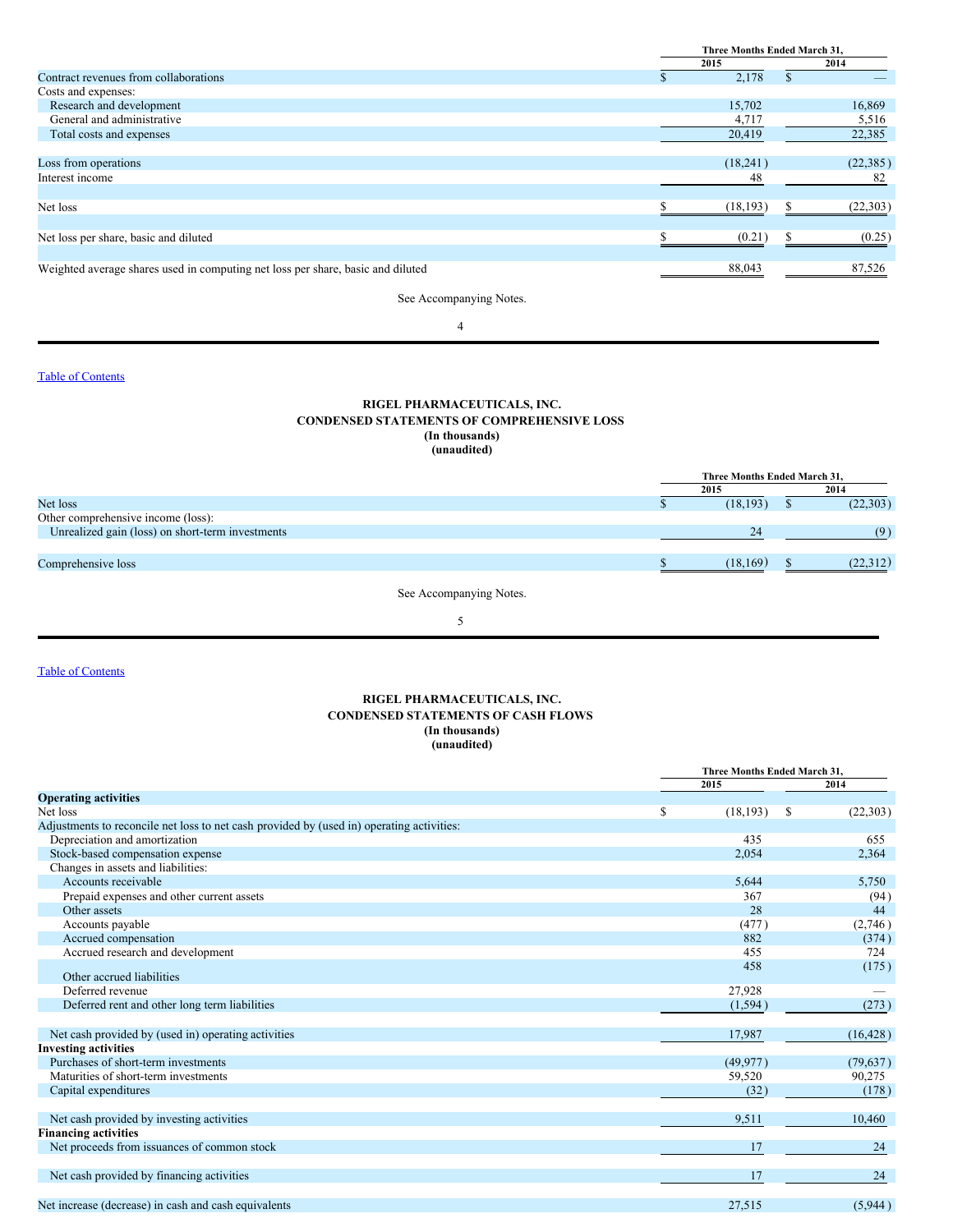| | Three Months Ended March 31, | |
|---|---|---|
| | 2015 | 2014 |
| Contract revenues from collaborations | $ 2,178 | $ — |
| Costs and expenses: | | |
| Research and development | 15,702 | 16,869 |
| General and administrative | 4,717 | 5,516 |
| Total costs and expenses | 20,419 | 22,385 |
| Loss from operations | (18,241) | (22,385) |
| Interest income | 48 | 82 |
| Net loss | $ (18,193) | $ (22,303) |
| Net loss per share, basic and diluted | $ (0.21) | $ (0.25) |
| Weighted average shares used in computing net loss per share, basic and diluted | 88,043 | 87,526 |

See Accompanying Notes.

Table of Contents

**RIGEL PHARMACEUTICALS, INC.**
**CONDENSED STATEMENTS OF COMPREHENSIVE LOSS**
**(In thousands)**
**(unaudited)**

| | Three Months Ended March 31, | |
|---|---|---|
| | 2015 | 2014 |
| Net loss | $ (18,193) | $ (22,303) |
| Other comprehensive income (loss): | | |
| Unrealized gain (loss) on short-term investments | 24 | (9) |
| Comprehensive loss | $ (18,169) | $ (22,312) |

See Accompanying Notes.

Table of Contents

**RIGEL PHARMACEUTICALS, INC.**
**CONDENSED STATEMENTS OF CASH FLOWS**
**(In thousands)**
**(unaudited)**

| | Three Months Ended March 31, | |
|---|---|---|
| | 2015 | 2014 |
| **Operating activities** | | |
| Net loss | $ (18,193) | $ (22,303) |
| Adjustments to reconcile net loss to net cash provided by (used in) operating activities: | | |
| Depreciation and amortization | 435 | 655 |
| Stock-based compensation expense | 2,054 | 2,364 |
| Changes in assets and liabilities: | | |
| Accounts receivable | 5,644 | 5,750 |
| Prepaid expenses and other current assets | 367 | (94) |
| Other assets | 28 | 44 |
| Accounts payable | (477) | (2,746) |
| Accrued compensation | 882 | (374) |
| Accrued research and development | 455 | 724 |
| Other accrued liabilities | 458 | (175) |
| Deferred revenue | 27,928 | — |
| Deferred rent and other long term liabilities | (1,594) | (273) |
| Net cash provided by (used in) operating activities | 17,987 | (16,428) |
| **Investing activities** | | |
| Purchases of short-term investments | (49,977) | (79,637) |
| Maturities of short-term investments | 59,520 | 90,275 |
| Capital expenditures | (32) | (178) |
| Net cash provided by investing activities | 9,511 | 10,460 |
| **Financing activities** | | |
| Net proceeds from issuances of common stock | 17 | 24 |
| Net cash provided by financing activities | 17 | 24 |
| Net increase (decrease) in cash and cash equivalents | 27,515 | (5,944) |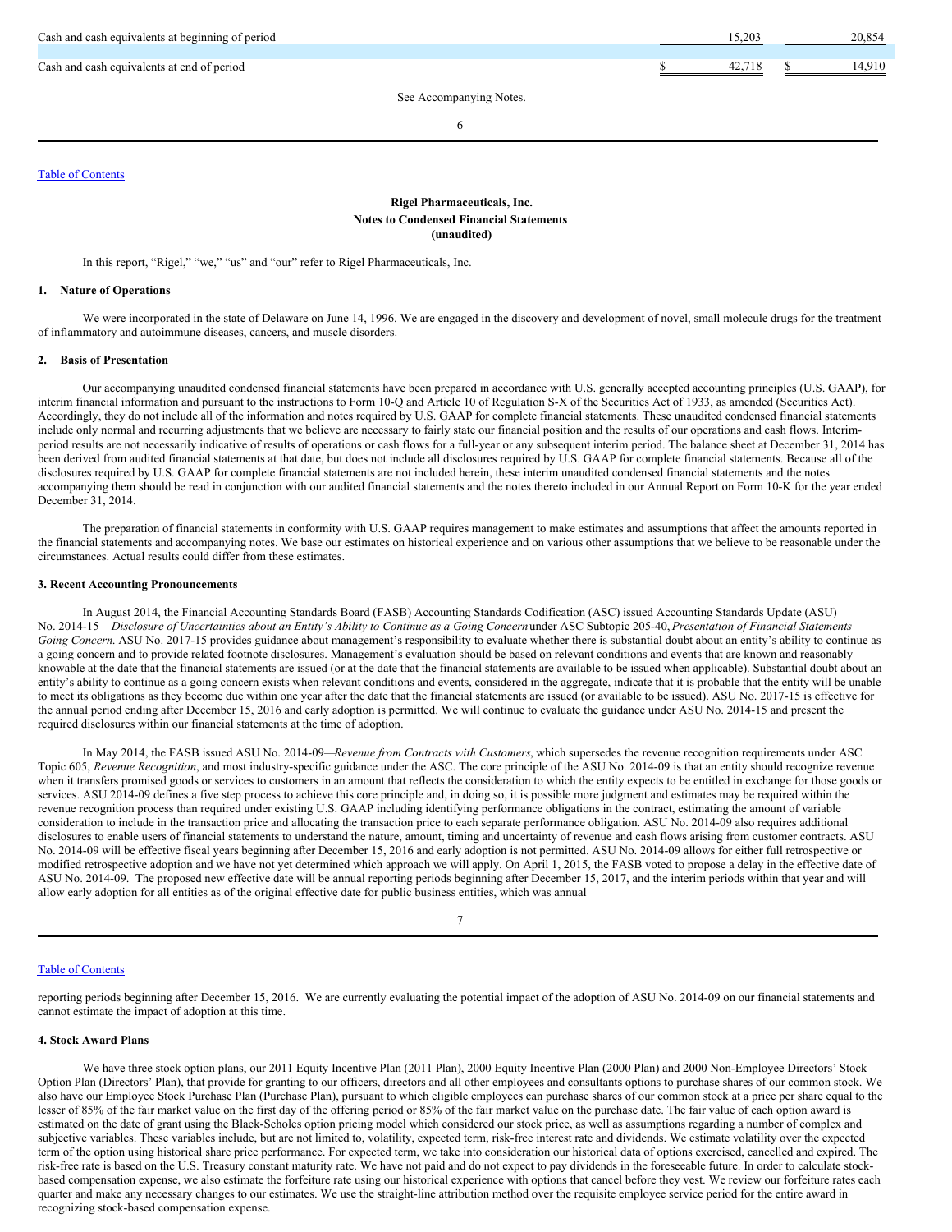| | | |
|---|---|---|
| Cash and cash equivalents at beginning of period | 15,203 | 20,854 |
| Cash and cash equivalents at end of period | $ 42,718 | $ 14,910 |

See Accompanying Notes.

**Rigel Pharmaceuticals, Inc.**
**Notes to Condensed Financial Statements**
**(unaudited)**

In this report, "Rigel," "we," "us" and "our" refer to Rigel Pharmaceuticals, Inc.

### 1. Nature of Operations

We were incorporated in the state of Delaware on June 14, 1996. We are engaged in the discovery and development of novel, small molecule drugs for the treatment of inflammatory and autoimmune diseases, cancers, and muscle disorders.

### 2. Basis of Presentation

Our accompanying unaudited condensed financial statements have been prepared in accordance with U.S. generally accepted accounting principles (U.S. GAAP), for interim financial information and pursuant to the instructions to Form 10-Q and Article 10 of Regulation S-X of the Securities Act of 1933, as amended (Securities Act). Accordingly, they do not include all of the information and notes required by U.S. GAAP for complete financial statements. These unaudited condensed financial statements include only normal and recurring adjustments that we believe are necessary to fairly state our financial position and the results of our operations and cash flows. Interim-period results are not necessarily indicative of results of operations or cash flows for a full-year or any subsequent interim period. The balance sheet at December 31, 2014 has been derived from audited financial statements at that date, but does not include all disclosures required by U.S. GAAP for complete financial statements. Because all of the disclosures required by U.S. GAAP for complete financial statements are not included herein, these interim unaudited condensed financial statements and the notes accompanying them should be read in conjunction with our audited financial statements and the notes thereto included in our Annual Report on Form 10-K for the year ended December 31, 2014.

The preparation of financial statements in conformity with U.S. GAAP requires management to make estimates and assumptions that affect the amounts reported in the financial statements and accompanying notes. We base our estimates on historical experience and on various other assumptions that we believe to be reasonable under the circumstances. Actual results could differ from these estimates.

### 3. Recent Accounting Pronouncements

In August 2014, the Financial Accounting Standards Board (FASB) Accounting Standards Codification (ASC) issued Accounting Standards Update (ASU) No. 2014-15—*Disclosure of Uncertainties about an Entity's Ability to Continue as a Going Concern* under ASC Subtopic 205-40, *Presentation of Financial Statements—Going Concern.* ASU No. 2017-15 provides guidance about management's responsibility to evaluate whether there is substantial doubt about an entity's ability to continue as a going concern and to provide related footnote disclosures. Management's evaluation should be based on relevant conditions and events that are known and reasonably knowable at the date that the financial statements are issued (or at the date that the financial statements are available to be issued when applicable). Substantial doubt about an entity's ability to continue as a going concern exists when relevant conditions and events, considered in the aggregate, indicate that it is probable that the entity will be unable to meet its obligations as they become due within one year after the date that the financial statements are issued (or available to be issued). ASU No. 2017-15 is effective for the annual period ending after December 15, 2016 and early adoption is permitted. We will continue to evaluate the guidance under ASU No. 2014-15 and present the required disclosures within our financial statements at the time of adoption.

In May 2014, the FASB issued ASU No. 2014-09—*Revenue from Contracts with Customers*, which supersedes the revenue recognition requirements under ASC Topic 605, *Revenue Recognition*, and most industry-specific guidance under the ASC. The core principle of the ASU No. 2014-09 is that an entity should recognize revenue when it transfers promised goods or services to customers in an amount that reflects the consideration to which the entity expects to be entitled in exchange for those goods or services. ASU 2014-09 defines a five step process to achieve this core principle and, in doing so, it is possible more judgment and estimates may be required within the revenue recognition process than required under existing U.S. GAAP including identifying performance obligations in the contract, estimating the amount of variable consideration to include in the transaction price and allocating the transaction price to each separate performance obligation. ASU No. 2014-09 also requires additional disclosures to enable users of financial statements to understand the nature, amount, timing and uncertainty of revenue and cash flows arising from customer contracts. ASU No. 2014-09 will be effective fiscal years beginning after December 15, 2016 and early adoption is not permitted. ASU No. 2014-09 allows for either full retrospective or modified retrospective adoption and we have not yet determined which approach we will apply. On April 1, 2015, the FASB voted to propose a delay in the effective date of ASU No. 2014-09. The proposed new effective date will be annual reporting periods beginning after December 15, 2017, and the interim periods within that year and will allow early adoption for all entities as of the original effective date for public business entities, which was annual reporting periods beginning after December 15, 2016. We are currently evaluating the potential impact of the adoption of ASU No. 2014-09 on our financial statements and cannot estimate the impact of adoption at this time.

### 4. Stock Award Plans

We have three stock option plans, our 2011 Equity Incentive Plan (2011 Plan), 2000 Equity Incentive Plan (2000 Plan) and 2000 Non-Employee Directors' Stock Option Plan (Directors' Plan), that provide for granting to our officers, directors and all other employees and consultants options to purchase shares of our common stock. We also have our Employee Stock Purchase Plan (Purchase Plan), pursuant to which eligible employees can purchase shares of our common stock at a price per share equal to the lesser of 85% of the fair market value on the first day of the offering period or 85% of the fair market value on the purchase date. The fair value of each option award is estimated on the date of grant using the Black-Scholes option pricing model which considered our stock price, as well as assumptions regarding a number of complex and subjective variables. These variables include, but are not limited to, volatility, expected term, risk-free interest rate and dividends. We estimate volatility over the expected term of the option using historical share price performance. For expected term, we take into consideration our historical data of options exercised, cancelled and expired. The risk-free rate is based on the U.S. Treasury constant maturity rate. We have not paid and do not expect to pay dividends in the foreseeable future. In order to calculate stock-based compensation expense, we also estimate the forfeiture rate using our historical experience with options that cancel before they vest. We review our forfeiture rates each quarter and make any necessary changes to our estimates. We use the straight-line attribution method over the requisite employee service period for the entire award in recognizing stock-based compensation expense.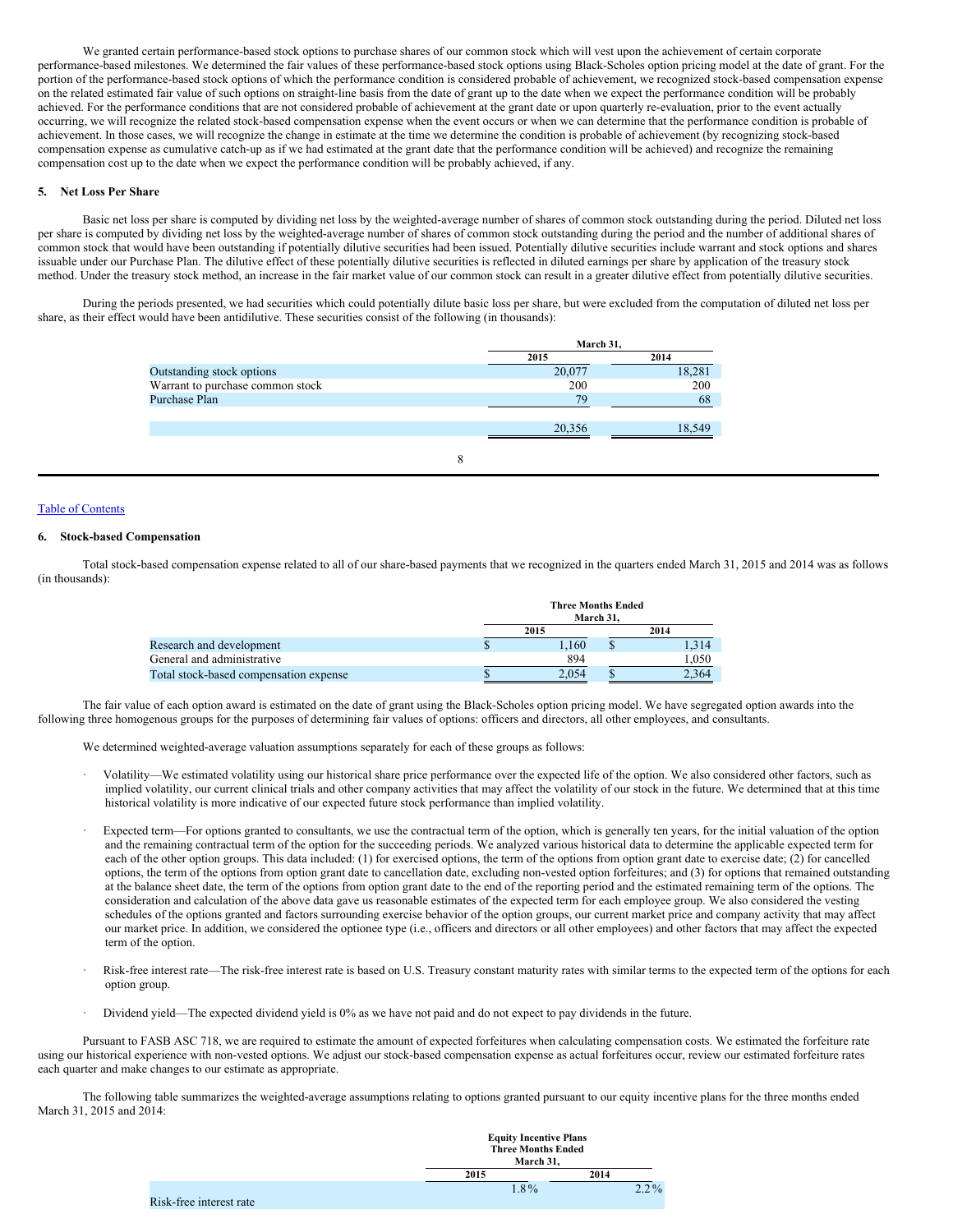We granted certain performance-based stock options to purchase shares of our common stock which will vest upon the achievement of certain corporate performance-based milestones. We determined the fair values of these performance-based stock options using Black-Scholes option pricing model at the date of grant. For the portion of the performance-based stock options of which the performance condition is considered probable of achievement, we recognized stock-based compensation expense on the related estimated fair value of such options on straight-line basis from the date of grant up to the date when we expect the performance condition will be probably achieved. For the performance conditions that are not considered probable of achievement at the grant date or upon quarterly re-evaluation, prior to the event actually occurring, we will recognize the related stock-based compensation expense when the event occurs or when we can determine that the performance condition is probable of achievement. In those cases, we will recognize the change in estimate at the time we determine the condition is probable of achievement (by recognizing stock-based compensation expense as cumulative catch-up as if we had estimated at the grant date that the performance condition will be achieved) and recognize the remaining compensation cost up to the date when we expect the performance condition will be probably achieved, if any.

### 5. Net Loss Per Share

Basic net loss per share is computed by dividing net loss by the weighted-average number of shares of common stock outstanding during the period. Diluted net loss per share is computed by dividing net loss by the weighted-average number of shares of common stock outstanding during the period and the number of additional shares of common stock that would have been outstanding if potentially dilutive securities had been issued. Potentially dilutive securities include warrant and stock options and shares issuable under our Purchase Plan. The dilutive effect of these potentially dilutive securities is reflected in diluted earnings per share by application of the treasury stock method. Under the treasury stock method, an increase in the fair market value of our common stock can result in a greater dilutive effect from potentially dilutive securities.

During the periods presented, we had securities which could potentially dilute basic loss per share, but were excluded from the computation of diluted net loss per share, as their effect would have been antidilutive. These securities consist of the following (in thousands):

| | March 31, | |
|---|---|---|
| | 2015 | 2014 |
| Outstanding stock options | 20,077 | 18,281 |
| Warrant to purchase common stock | 200 | 200 |
| Purchase Plan | 79 | 68 |
| | 20,356 | 18,549 |

### 6. Stock-based Compensation

Total stock-based compensation expense related to all of our share-based payments that we recognized in the quarters ended March 31, 2015 and 2014 was as follows (in thousands):

| | Three Months Ended March 31, | |
|---|---|---|
| | 2015 | 2014 |
| Research and development | $ 1,160 | $ 1,314 |
| General and administrative | 894 | 1,050 |
| Total stock-based compensation expense | $ 2,054 | $ 2,364 |

The fair value of each option award is estimated on the date of grant using the Black-Scholes option pricing model. We have segregated option awards into the following three homogenous groups for the purposes of determining fair values of options: officers and directors, all other employees, and consultants.

We determined weighted-average valuation assumptions separately for each of these groups as follows:

- Volatility—We estimated volatility using our historical share price performance over the expected life of the option. We also considered other factors, such as implied volatility, our current clinical trials and other company activities that may affect the volatility of our stock in the future. We determined that at this time historical volatility is more indicative of our expected future stock performance than implied volatility.
- Expected term—For options granted to consultants, we use the contractual term of the option, which is generally ten years, for the initial valuation of the option and the remaining contractual term of the option for the succeeding periods. We analyzed various historical data to determine the applicable expected term for each of the other option groups. This data included: (1) for exercised options, the term of the options from option grant date to exercise date; (2) for cancelled options, the term of the options from option grant date to cancellation date, excluding non-vested option forfeitures; and (3) for options that remained outstanding at the balance sheet date, the term of the options from option grant date to the end of the reporting period and the estimated remaining term of the options. The consideration and calculation of the above data gave us reasonable estimates of the expected term for each employee group. We also considered the vesting schedules of the options granted and factors surrounding exercise behavior of the option groups, our current market price and company activity that may affect our market price. In addition, we considered the optionee type (i.e., officers and directors or all other employees) and other factors that may affect the expected term of the option.
- Risk-free interest rate—The risk-free interest rate is based on U.S. Treasury constant maturity rates with similar terms to the expected term of the options for each option group.
- Dividend yield—The expected dividend yield is 0% as we have not paid and do not expect to pay dividends in the future.

Pursuant to FASB ASC 718, we are required to estimate the amount of expected forfeitures when calculating compensation costs. We estimated the forfeiture rate using our historical experience with non-vested options. We adjust our stock-based compensation expense as actual forfeitures occur, review our estimated forfeiture rates each quarter and make changes to our estimate as appropriate.

The following table summarizes the weighted-average assumptions relating to options granted pursuant to our equity incentive plans for the three months ended March 31, 2015 and 2014:

| | Equity Incentive Plans Three Months Ended March 31, | |
|---|---|---|
| | 2015 | 2014 |
| Risk-free interest rate | 1.8% | 2.2% |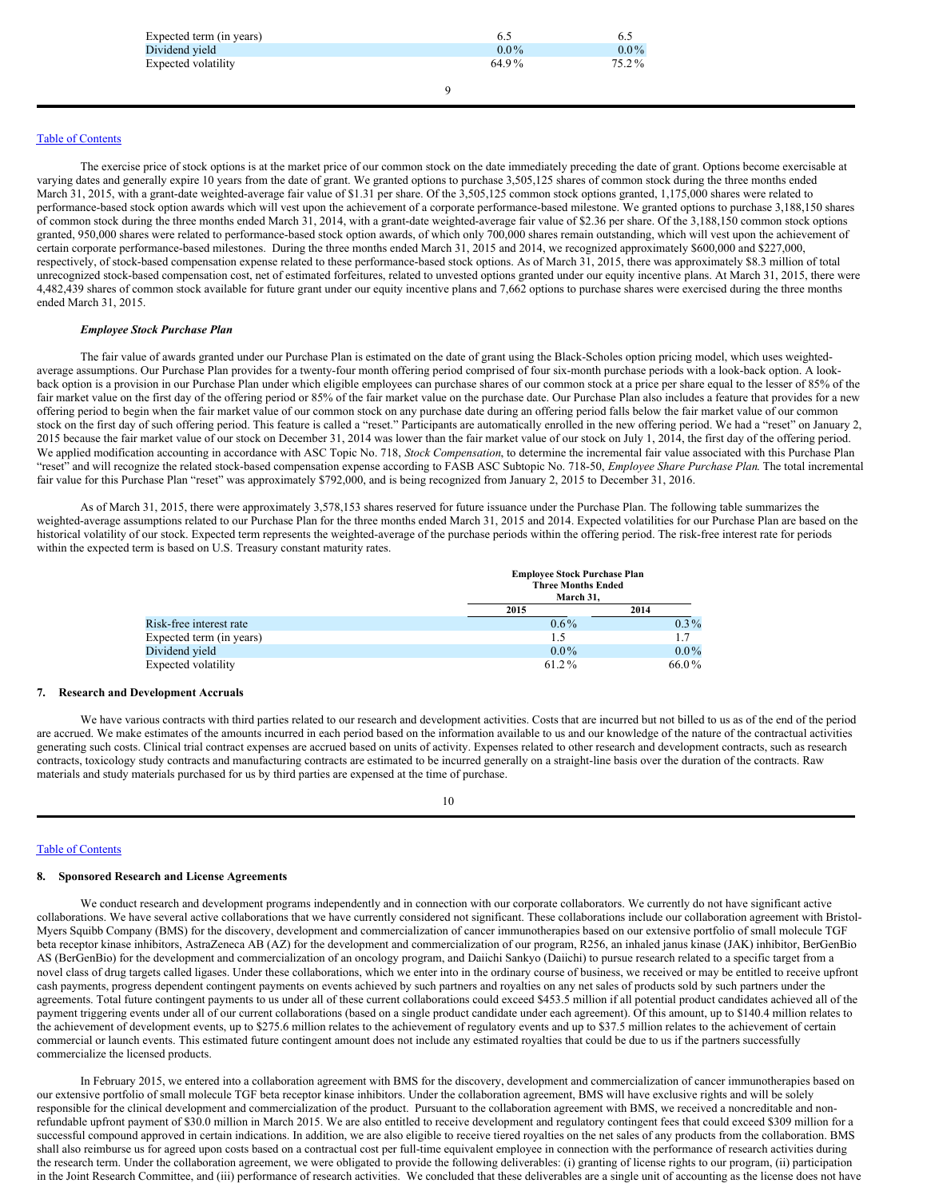| | | |
|---|---|---|
| Expected term (in years) | 6.5 | 6.5 |
| Dividend yield | 0.0% | 0.0% |
| Expected volatility | 64.9% | 75.2% |

The exercise price of stock options is at the market price of our common stock on the date immediately preceding the date of grant. Options become exercisable at varying dates and generally expire 10 years from the date of grant. We granted options to purchase 3,505,125 shares of common stock during the three months ended March 31, 2015, with a grant-date weighted-average fair value of $1.31 per share. Of the 3,505,125 common stock options granted, 1,175,000 shares were related to performance-based stock option awards which will vest upon the achievement of a corporate performance-based milestone. We granted options to purchase 3,188,150 shares of common stock during the three months ended March 31, 2014, with a grant-date weighted-average fair value of $2.36 per share. Of the 3,188,150 common stock options granted, 950,000 shares were related to performance-based stock option awards, of which only 700,000 shares remain outstanding, which will vest upon the achievement of certain corporate performance-based milestones. During the three months ended March 31, 2015 and 2014, we recognized approximately $600,000 and $227,000, respectively, of stock-based compensation expense related to these performance-based stock options. As of March 31, 2015, there was approximately $8.3 million of total unrecognized stock-based compensation cost, net of estimated forfeitures, related to unvested options granted under our equity incentive plans. At March 31, 2015, there were 4,482,439 shares of common stock available for future grant under our equity incentive plans and 7,662 options to purchase shares were exercised during the three months ended March 31, 2015.

***Employee Stock Purchase Plan***

The fair value of awards granted under our Purchase Plan is estimated on the date of grant using the Black-Scholes option pricing model, which uses weighted-average assumptions. Our Purchase Plan provides for a twenty-four month offering period comprised of four six-month purchase periods with a look-back option. A look-back option is a provision in our Purchase Plan under which eligible employees can purchase shares of our common stock at a price per share equal to the lesser of 85% of the fair market value on the first day of the offering period or 85% of the fair market value on the purchase date. Our Purchase Plan also includes a feature that provides for a new offering period to begin when the fair market value of our common stock on any purchase date during an offering period falls below the fair market value of our common stock on the first day of such offering period. This feature is called a "reset." Participants are automatically enrolled in the new offering period. We had a "reset" on January 2, 2015 because the fair market value of our stock on December 31, 2014 was lower than the fair market value of our stock on July 1, 2014, the first day of the offering period. We applied modification accounting in accordance with ASC Topic No. 718, *Stock Compensation*, to determine the incremental fair value associated with this Purchase Plan "reset" and will recognize the related stock-based compensation expense according to FASB ASC Subtopic No. 718-50, *Employee Share Purchase Plan.* The total incremental fair value for this Purchase Plan "reset" was approximately $792,000, and is being recognized from January 2, 2015 to December 31, 2016.

As of March 31, 2015, there were approximately 3,578,153 shares reserved for future issuance under the Purchase Plan. The following table summarizes the weighted-average assumptions related to our Purchase Plan for the three months ended March 31, 2015 and 2014. Expected volatilities for our Purchase Plan are based on the historical volatility of our stock. Expected term represents the weighted-average of the purchase periods within the offering period. The risk-free interest rate for periods within the expected term is based on U.S. Treasury constant maturity rates.

| | Employee Stock Purchase Plan Three Months Ended March 31, | |
|---|---|---|
| | **2015** | **2014** |
| Risk-free interest rate | 0.6% | 0.3% |
| Expected term (in years) | 1.5 | 1.7 |
| Dividend yield | 0.0% | 0.0% |
| Expected volatility | 61.2% | 66.0% |

**7. Research and Development Accruals**

We have various contracts with third parties related to our research and development activities. Costs that are incurred but not billed to us as of the end of the period are accrued. We make estimates of the amounts incurred in each period based on the information available to us and our knowledge of the nature of the contractual activities generating such costs. Clinical trial contract expenses are accrued based on units of activity. Expenses related to other research and development contracts, such as research contracts, toxicology study contracts and manufacturing contracts are estimated to be incurred generally on a straight-line basis over the duration of the contracts. Raw materials and study materials purchased for us by third parties are expensed at the time of purchase.

**8. Sponsored Research and License Agreements**

We conduct research and development programs independently and in connection with our corporate collaborators. We currently do not have significant active collaborations. We have several active collaborations that we have currently considered not significant. These collaborations include our collaboration agreement with Bristol-Myers Squibb Company (BMS) for the discovery, development and commercialization of cancer immunotherapies based on our extensive portfolio of small molecule TGF beta receptor kinase inhibitors, AstraZeneca AB (AZ) for the development and commercialization of our program, R256, an inhaled janus kinase (JAK) inhibitor, BerGenBio AS (BerGenBio) for the development and commercialization of an oncology program, and Daiichi Sankyo (Daiichi) to pursue research related to a specific target from a novel class of drug targets called ligases. Under these collaborations, which we enter into in the ordinary course of business, we received or may be entitled to receive upfront cash payments, progress dependent contingent payments on events achieved by such partners and royalties on any net sales of products sold by such partners under the agreements. Total future contingent payments to us under all of these current collaborations could exceed $453.5 million if all potential product candidates achieved all of the payment triggering events under all of our current collaborations (based on a single product candidate under each agreement). Of this amount, up to $140.4 million relates to the achievement of development events, up to $275.6 million relates to the achievement of regulatory events and up to $37.5 million relates to the achievement of certain commercial or launch events. This estimated future contingent amount does not include any estimated royalties that could be due to us if the partners successfully commercialize the licensed products.

In February 2015, we entered into a collaboration agreement with BMS for the discovery, development and commercialization of cancer immunotherapies based on our extensive portfolio of small molecule TGF beta receptor kinase inhibitors. Under the collaboration agreement, BMS will have exclusive rights and will be solely responsible for the clinical development and commercialization of the product. Pursuant to the collaboration agreement with BMS, we received a noncreditable and non-refundable upfront payment of $30.0 million in March 2015. We are also entitled to receive development and regulatory contingent fees that could exceed $309 million for a successful compound approved in certain indications. In addition, we are also eligible to receive tiered royalties on the net sales of any products from the collaboration. BMS shall also reimburse us for agreed upon costs based on a contractual cost per full-time equivalent employee in connection with the performance of research activities during the research term. Under the collaboration agreement, we were obligated to provide the following deliverables: (i) granting of license rights to our program, (ii) participation in the Joint Research Committee, and (iii) performance of research activities. We concluded that these deliverables are a single unit of accounting as the license does not have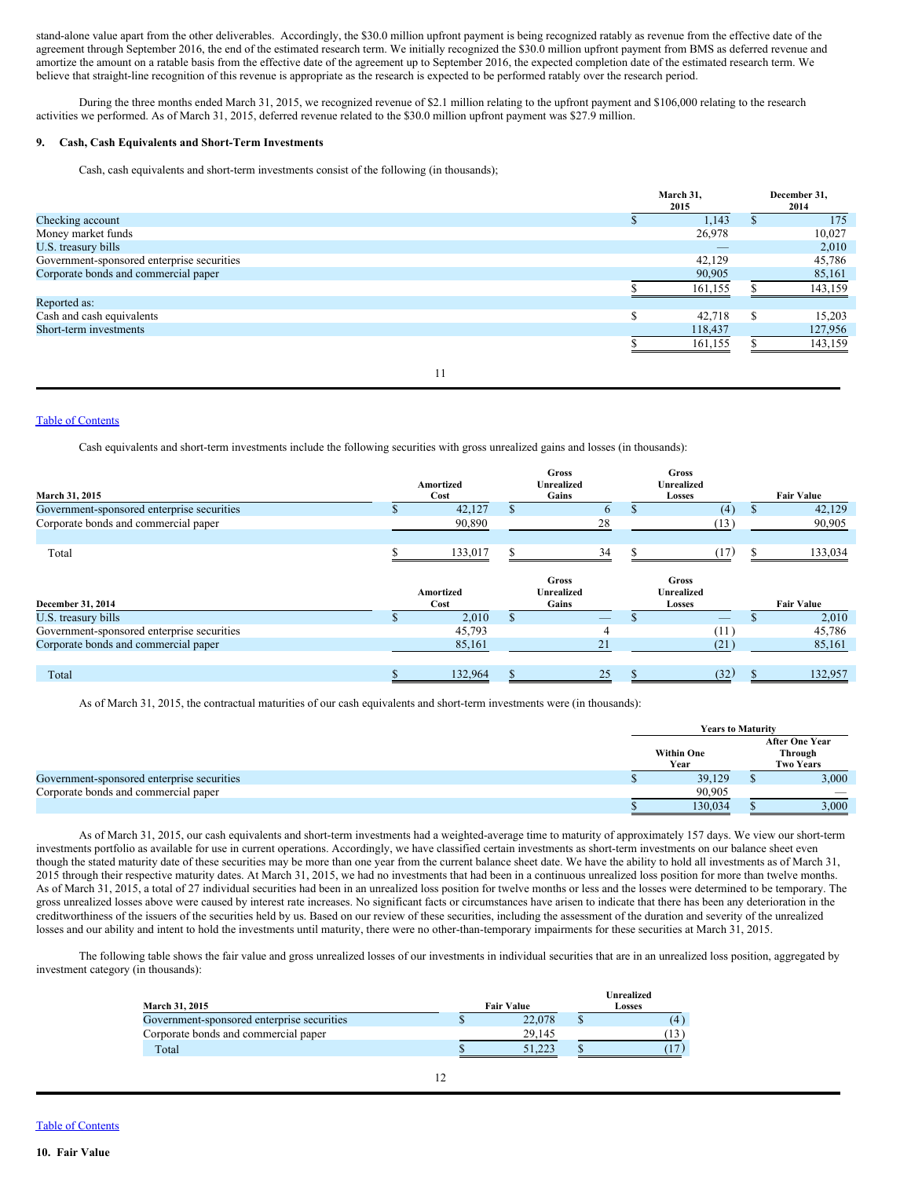stand-alone value apart from the other deliverables. Accordingly, the $30.0 million upfront payment is being recognized ratably as revenue from the effective date of the agreement through September 2016, the end of the estimated research term. We initially recognized the $30.0 million upfront payment from BMS as deferred revenue and amortize the amount on a ratable basis from the effective date of the agreement up to September 2016, the expected completion date of the estimated research term. We believe that straight-line recognition of this revenue is appropriate as the research is expected to be performed ratably over the research period.

During the three months ended March 31, 2015, we recognized revenue of $2.1 million relating to the upfront payment and $106,000 relating to the research activities we performed. As of March 31, 2015, deferred revenue related to the $30.0 million upfront payment was $27.9 million.

## 9. Cash, Cash Equivalents and Short-Term Investments

Cash, cash equivalents and short-term investments consist of the following (in thousands);

| | March 31, 2015 | December 31, 2014 |
|---|---|---|
| Checking account | $ 1,143 | $ 175 |
| Money market funds | 26,978 | 10,027 |
| U.S. treasury bills | — | 2,010 |
| Government-sponsored enterprise securities | 42,129 | 45,786 |
| Corporate bonds and commercial paper | 90,905 | 85,161 |
| | $ 161,155 | $ 143,159 |
| Reported as: | | |
| Cash and cash equivalents | $ 42,718 | $ 15,203 |
| Short-term investments | 118,437 | 127,956 |
| | $ 161,155 | $ 143,159 |

Cash equivalents and short-term investments include the following securities with gross unrealized gains and losses (in thousands):

| March 31, 2015 | Amortized Cost | Gross Unrealized Gains | Gross Unrealized Losses | Fair Value |
|---|---|---|---|---|
| Government-sponsored enterprise securities | $ 42,127 | $ 6 | $ (4) | $ 42,129 |
| Corporate bonds and commercial paper | 90,890 | 28 | (13) | 90,905 |
| Total | $ 133,017 | $ 34 | $ (17) | $ 133,034 |

| December 31, 2014 | Amortized Cost | Gross Unrealized Gains | Gross Unrealized Losses | Fair Value |
|---|---|---|---|---|
| U.S. treasury bills | $ 2,010 | $ — | $ — | $ 2,010 |
| Government-sponsored enterprise securities | 45,793 | 4 | (11) | 45,786 |
| Corporate bonds and commercial paper | 85,161 | 21 | (21) | 85,161 |
| Total | $ 132,964 | $ 25 | $ (32) | $ 132,957 |

As of March 31, 2015, the contractual maturities of our cash equivalents and short-term investments were (in thousands):

| | Years to Maturity | |
|---|---|---|
| | Within One Year | After One Year Through Two Years |
| Government-sponsored enterprise securities | $ 39,129 | $ 3,000 |
| Corporate bonds and commercial paper | 90,905 | — |
| | $ 130,034 | $ 3,000 |

As of March 31, 2015, our cash equivalents and short-term investments had a weighted-average time to maturity of approximately 157 days. We view our short-term investments portfolio as available for use in current operations. Accordingly, we have classified certain investments as short-term investments on our balance sheet even though the stated maturity date of these securities may be more than one year from the current balance sheet date. We have the ability to hold all investments as of March 31, 2015 through their respective maturity dates. At March 31, 2015, we had no investments that had been in a continuous unrealized loss position for more than twelve months. As of March 31, 2015, a total of 27 individual securities had been in an unrealized loss position for twelve months or less and the losses were determined to be temporary. The gross unrealized losses above were caused by interest rate increases. No significant facts or circumstances have arisen to indicate that there has been any deterioration in the creditworthiness of the issuers of the securities held by us. Based on our review of these securities, including the assessment of the duration and severity of the unrealized losses and our ability and intent to hold the investments until maturity, there were no other-than-temporary impairments for these securities at March 31, 2015.

The following table shows the fair value and gross unrealized losses of our investments in individual securities that are in an unrealized loss position, aggregated by investment category (in thousands):

| March 31, 2015 | Fair Value | Unrealized Losses |
|---|---|---|
| Government-sponsored enterprise securities | $ 22,078 | $ (4) |
| Corporate bonds and commercial paper | 29,145 | (13) |
| Total | $ 51,223 | $ (17) |

## 10. Fair Value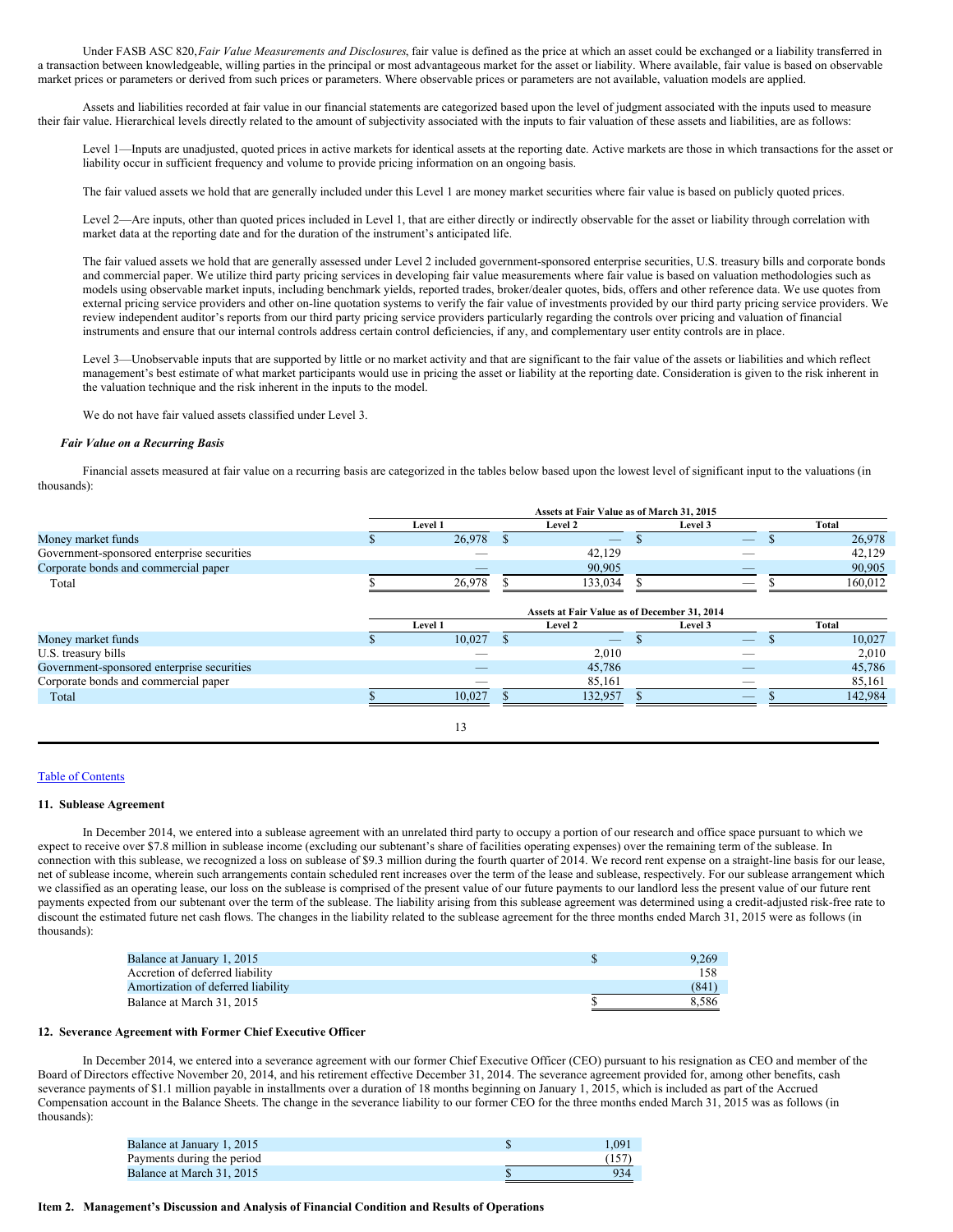Under FASB ASC 820, *Fair Value Measurements and Disclosures*, fair value is defined as the price at which an asset could be exchanged or a liability transferred in a transaction between knowledgeable, willing parties in the principal or most advantageous market for the asset or liability. Where available, fair value is based on observable market prices or parameters or derived from such prices or parameters. Where observable prices or parameters are not available, valuation models are applied.

Assets and liabilities recorded at fair value in our financial statements are categorized based upon the level of judgment associated with the inputs used to measure their fair value. Hierarchical levels directly related to the amount of subjectivity associated with the inputs to fair valuation of these assets and liabilities, are as follows:

Level 1—Inputs are unadjusted, quoted prices in active markets for identical assets at the reporting date. Active markets are those in which transactions for the asset or liability occur in sufficient frequency and volume to provide pricing information on an ongoing basis.

The fair valued assets we hold that are generally included under this Level 1 are money market securities where fair value is based on publicly quoted prices.

Level 2—Are inputs, other than quoted prices included in Level 1, that are either directly or indirectly observable for the asset or liability through correlation with market data at the reporting date and for the duration of the instrument's anticipated life.

The fair valued assets we hold that are generally assessed under Level 2 included government-sponsored enterprise securities, U.S. treasury bills and corporate bonds and commercial paper. We utilize third party pricing services in developing fair value measurements where fair value is based on valuation methodologies such as models using observable market inputs, including benchmark yields, reported trades, broker/dealer quotes, bids, offers and other reference data. We use quotes from external pricing service providers and other on-line quotation systems to verify the fair value of investments provided by our third party pricing service providers. We review independent auditor's reports from our third party pricing service providers particularly regarding the controls over pricing and valuation of financial instruments and ensure that our internal controls address certain control deficiencies, if any, and complementary user entity controls are in place.

Level 3—Unobservable inputs that are supported by little or no market activity and that are significant to the fair value of the assets or liabilities and which reflect management's best estimate of what market participants would use in pricing the asset or liability at the reporting date. Consideration is given to the risk inherent in the valuation technique and the risk inherent in the inputs to the model.

We do not have fair valued assets classified under Level 3.

***Fair Value on a Recurring Basis***

Financial assets measured at fair value on a recurring basis are categorized in the tables below based upon the lowest level of significant input to the valuations (in thousands):

| | Assets at Fair Value as of March 31, 2015 | | | |
|---|---|---|---|---|
| | Level 1 | Level 2 | Level 3 | Total |
| Money market funds | $ 26,978 | $ — | $ — | $ 26,978 |
| Government-sponsored enterprise securities | — | 42,129 | — | 42,129 |
| Corporate bonds and commercial paper | — | 90,905 | — | 90,905 |
| Total | $ 26,978 | $ 133,034 | $ — | $ 160,012 |

| | Assets at Fair Value as of December 31, 2014 | | | |
|---|---|---|---|---|
| | Level 1 | Level 2 | Level 3 | Total |
| Money market funds | $ 10,027 | $ — | $ — | $ 10,027 |
| U.S. treasury bills | — | 2,010 | — | 2,010 |
| Government-sponsored enterprise securities | — | 45,786 | — | 45,786 |
| Corporate bonds and commercial paper | — | 85,161 | — | 85,161 |
| Total | $ 10,027 | $ 132,957 | $ — | $ 142,984 |

Table of Contents

**11. Sublease Agreement**

In December 2014, we entered into a sublease agreement with an unrelated third party to occupy a portion of our research and office space pursuant to which we expect to receive over $7.8 million in sublease income (excluding our subtenant's share of facilities operating expenses) over the remaining term of the sublease. In connection with this sublease, we recognized a loss on sublease of $9.3 million during the fourth quarter of 2014. We record rent expense on a straight-line basis for our lease, net of sublease income, wherein such arrangements contain scheduled rent increases over the term of the lease and sublease, respectively. For our sublease arrangement which we classified as an operating lease, our loss on the sublease is comprised of the present value of our future payments to our landlord less the present value of our future rent payments expected from our subtenant over the term of the sublease. The liability arising from this sublease agreement was determined using a credit-adjusted risk-free rate to discount the estimated future net cash flows. The changes in the liability related to the sublease agreement for the three months ended March 31, 2015 were as follows (in thousands):

| | |
|---|---|
| Balance at January 1, 2015 | $ 9,269 |
| Accretion of deferred liability | 158 |
| Amortization of deferred liability | (841) |
| Balance at March 31, 2015 | $ 8,586 |

**12. Severance Agreement with Former Chief Executive Officer**

In December 2014, we entered into a severance agreement with our former Chief Executive Officer (CEO) pursuant to his resignation as CEO and member of the Board of Directors effective November 20, 2014, and his retirement effective December 31, 2014. The severance agreement provided for, among other benefits, cash severance payments of $1.1 million payable in installments over a duration of 18 months beginning on January 1, 2015, which is included as part of the Accrued Compensation account in the Balance Sheets. The change in the severance liability to our former CEO for the three months ended March 31, 2015 was as follows (in thousands):

| | |
|---|---|
| Balance at January 1, 2015 | $ 1,091 |
| Payments during the period | (157) |
| Balance at March 31, 2015 | $ 934 |

**Item 2. Management's Discussion and Analysis of Financial Condition and Results of Operations**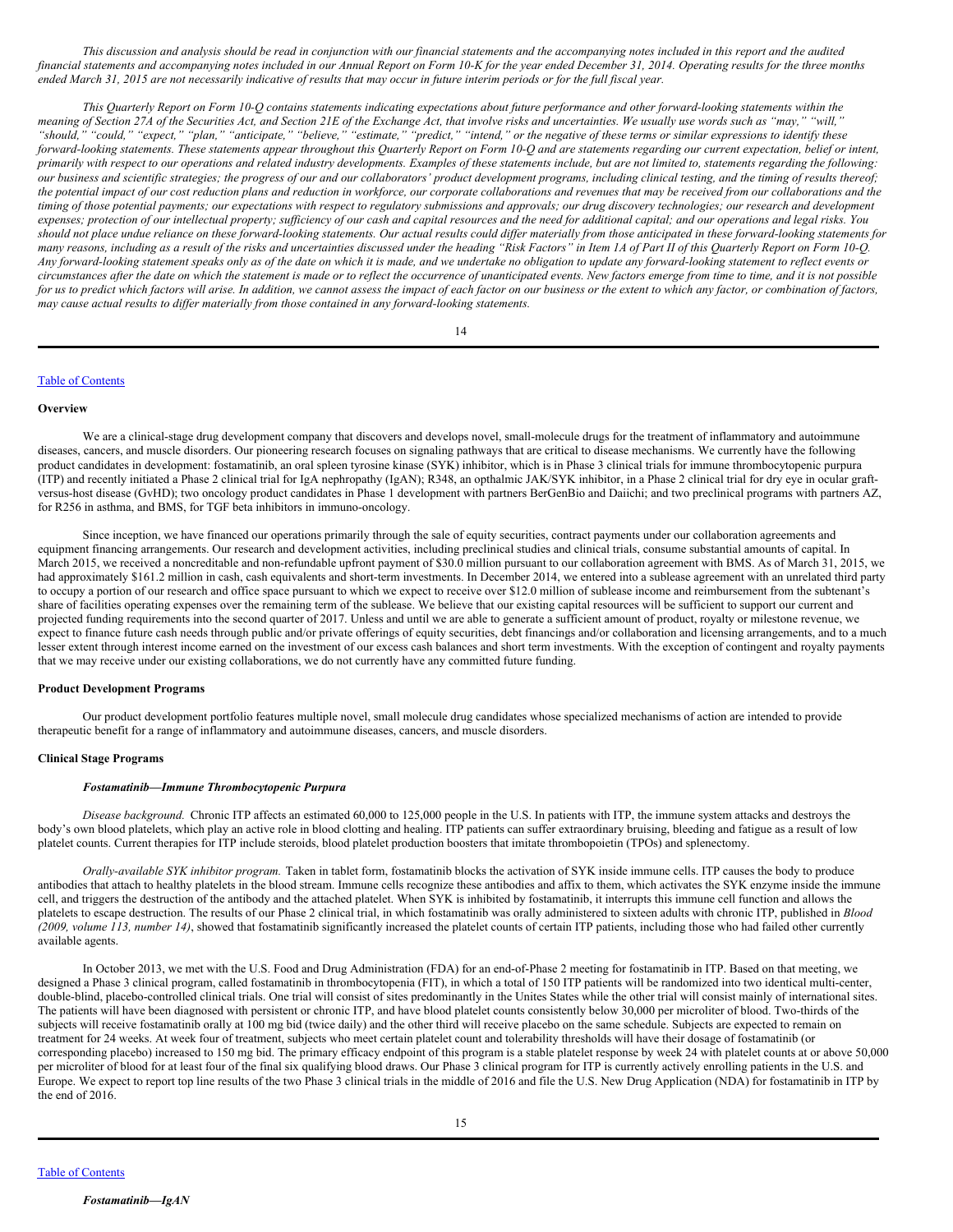*This discussion and analysis should be read in conjunction with our financial statements and the accompanying notes included in this report and the audited financial statements and accompanying notes included in our Annual Report on Form 10-K for the year ended December 31, 2014. Operating results for the three months ended March 31, 2015 are not necessarily indicative of results that may occur in future interim periods or for the full fiscal year.*

*This Quarterly Report on Form 10-Q contains statements indicating expectations about future performance and other forward-looking statements within the meaning of Section 27A of the Securities Act, and Section 21E of the Exchange Act, that involve risks and uncertainties. We usually use words such as "may," "will," "should," "could," "expect," "plan," "anticipate," "believe," "estimate," "predict," "intend," or the negative of these terms or similar expressions to identify these forward-looking statements. These statements appear throughout this Quarterly Report on Form 10-Q and are statements regarding our current expectation, belief or intent, primarily with respect to our operations and related industry developments. Examples of these statements include, but are not limited to, statements regarding the following: our business and scientific strategies; the progress of our and our collaborators' product development programs, including clinical testing, and the timing of results thereof; the potential impact of our cost reduction plans and reduction in workforce, our corporate collaborations and revenues that may be received from our collaborations and the timing of those potential payments; our expectations with respect to regulatory submissions and approvals; our drug discovery technologies; our research and development expenses; protection of our intellectual property; sufficiency of our cash and capital resources and the need for additional capital; and our operations and legal risks. You should not place undue reliance on these forward-looking statements. Our actual results could differ materially from those anticipated in these forward-looking statements for many reasons, including as a result of the risks and uncertainties discussed under the heading "Risk Factors" in Item 1A of Part II of this Quarterly Report on Form 10-Q. Any forward-looking statement speaks only as of the date on which it is made, and we undertake no obligation to update any forward-looking statement to reflect events or circumstances after the date on which the statement is made or to reflect the occurrence of unanticipated events. New factors emerge from time to time, and it is not possible for us to predict which factors will arise. In addition, we cannot assess the impact of each factor on our business or the extent to which any factor, or combination of factors, may cause actual results to differ materially from those contained in any forward-looking statements.*

[Table of Contents](#)

**Overview**

We are a clinical-stage drug development company that discovers and develops novel, small-molecule drugs for the treatment of inflammatory and autoimmune diseases, cancers, and muscle disorders. Our pioneering research focuses on signaling pathways that are critical to disease mechanisms. We currently have the following product candidates in development: fostamatinib, an oral spleen tyrosine kinase (SYK) inhibitor, which is in Phase 3 clinical trials for immune thrombocytopenic purpura (ITP) and recently initiated a Phase 2 clinical trial for IgA nephropathy (IgAN); R348, an opthalmic JAK/SYK inhibitor, in a Phase 2 clinical trial for dry eye in ocular graft-versus-host disease (GvHD); two oncology product candidates in Phase 1 development with partners BerGenBio and Daiichi; and two preclinical programs with partners AZ, for R256 in asthma, and BMS, for TGF beta inhibitors in immuno-oncology.

Since inception, we have financed our operations primarily through the sale of equity securities, contract payments under our collaboration agreements and equipment financing arrangements. Our research and development activities, including preclinical studies and clinical trials, consume substantial amounts of capital. In March 2015, we received a noncreditable and non-refundable upfront payment of $30.0 million pursuant to our collaboration agreement with BMS. As of March 31, 2015, we had approximately $161.2 million in cash, cash equivalents and short-term investments. In December 2014, we entered into a sublease agreement with an unrelated third party to occupy a portion of our research and office space pursuant to which we expect to receive over $12.0 million of sublease income and reimbursement from the subtenant's share of facilities operating expenses over the remaining term of the sublease. We believe that our existing capital resources will be sufficient to support our current and projected funding requirements into the second quarter of 2017. Unless and until we are able to generate a sufficient amount of product, royalty or milestone revenue, we expect to finance future cash needs through public and/or private offerings of equity securities, debt financings and/or collaboration and licensing arrangements, and to a much lesser extent through interest income earned on the investment of our excess cash balances and short term investments. With the exception of contingent and royalty payments that we may receive under our existing collaborations, we do not currently have any committed future funding.

**Product Development Programs**

Our product development portfolio features multiple novel, small molecule drug candidates whose specialized mechanisms of action are intended to provide therapeutic benefit for a range of inflammatory and autoimmune diseases, cancers, and muscle disorders.

**Clinical Stage Programs**

***Fostamatinib—Immune Thrombocytopenic Purpura***

*Disease background.* Chronic ITP affects an estimated 60,000 to 125,000 people in the U.S. In patients with ITP, the immune system attacks and destroys the body's own blood platelets, which play an active role in blood clotting and healing. ITP patients can suffer extraordinary bruising, bleeding and fatigue as a result of low platelet counts. Current therapies for ITP include steroids, blood platelet production boosters that imitate thrombopoietin (TPOs) and splenectomy.

*Orally-available SYK inhibitor program.* Taken in tablet form, fostamatinib blocks the activation of SYK inside immune cells. ITP causes the body to produce antibodies that attach to healthy platelets in the blood stream. Immune cells recognize these antibodies and affix to them, which activates the SYK enzyme inside the immune cell, and triggers the destruction of the antibody and the attached platelet. When SYK is inhibited by fostamatinib, it interrupts this immune cell function and allows the platelets to escape destruction. The results of our Phase 2 clinical trial, in which fostamatinib was orally administered to sixteen adults with chronic ITP, published in *Blood (2009, volume 113, number 14)*, showed that fostamatinib significantly increased the platelet counts of certain ITP patients, including those who had failed other currently available agents.

In October 2013, we met with the U.S. Food and Drug Administration (FDA) for an end-of-Phase 2 meeting for fostamatinib in ITP. Based on that meeting, we designed a Phase 3 clinical program, called fostamatinib in thrombocytopenia (FIT), in which a total of 150 ITP patients will be randomized into two identical multi-center, double-blind, placebo-controlled clinical trials. One trial will consist of sites predominantly in the Unites States while the other trial will consist mainly of international sites. The patients will have been diagnosed with persistent or chronic ITP, and have blood platelet counts consistently below 30,000 per microliter of blood. Two-thirds of the subjects will receive fostamatinib orally at 100 mg bid (twice daily) and the other third will receive placebo on the same schedule. Subjects are expected to remain on treatment for 24 weeks. At week four of treatment, subjects who meet certain platelet count and tolerability thresholds will have their dosage of fostamatinib (or corresponding placebo) increased to 150 mg bid. The primary efficacy endpoint of this program is a stable platelet response by week 24 with platelet counts at or above 50,000 per microliter of blood for at least four of the final six qualifying blood draws. Our Phase 3 clinical program for ITP is currently actively enrolling patients in the U.S. and Europe. We expect to report top line results of the two Phase 3 clinical trials in the middle of 2016 and file the U.S. New Drug Application (NDA) for fostamatinib in ITP by the end of 2016.

[Table of Contents](#)

***Fostamatinib—IgAN***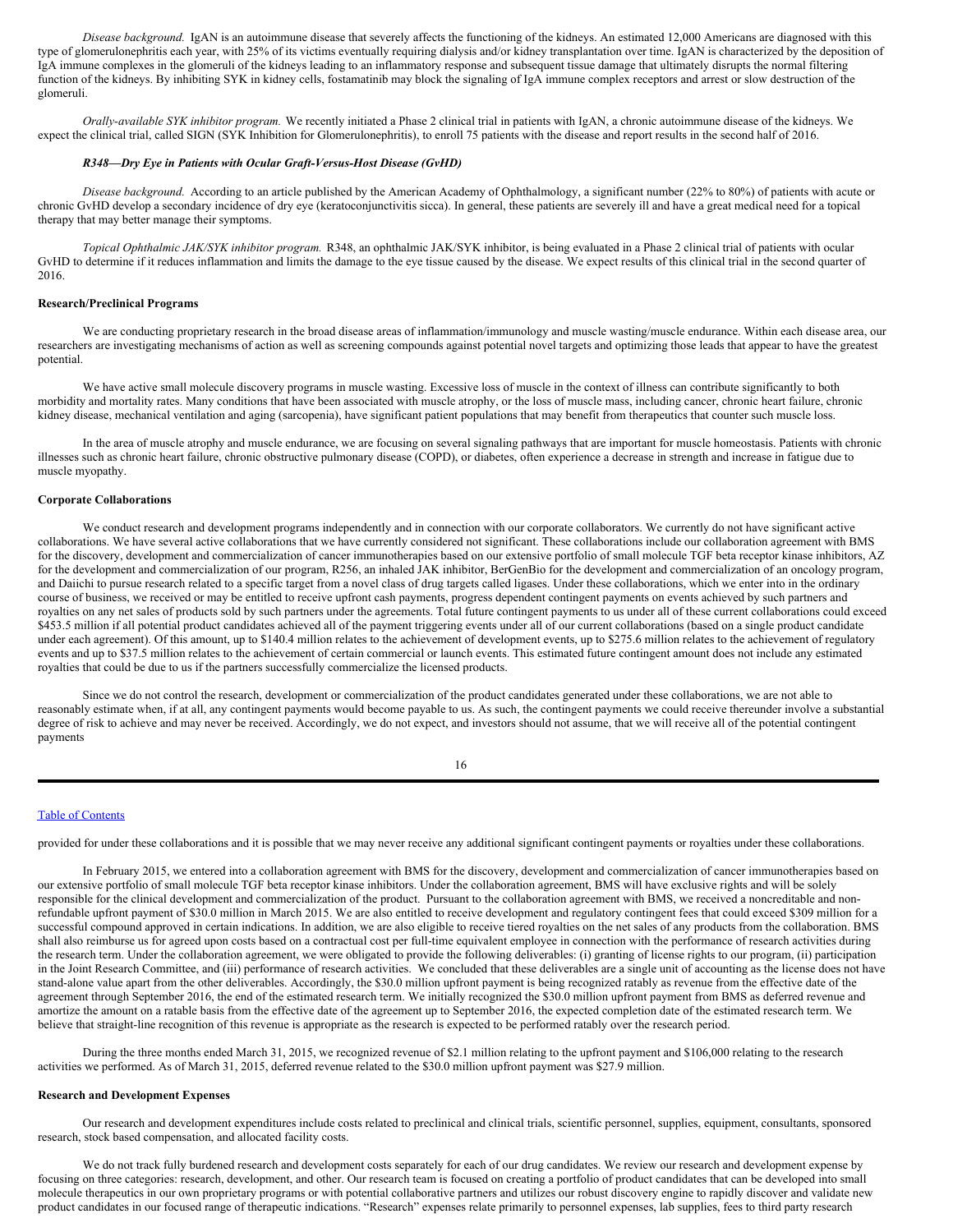*Disease background.* IgAN is an autoimmune disease that severely affects the functioning of the kidneys. An estimated 12,000 Americans are diagnosed with this type of glomerulonephritis each year, with 25% of its victims eventually requiring dialysis and/or kidney transplantation over time. IgAN is characterized by the deposition of IgA immune complexes in the glomeruli of the kidneys leading to an inflammatory response and subsequent tissue damage that ultimately disrupts the normal filtering function of the kidneys. By inhibiting SYK in kidney cells, fostamatinib may block the signaling of IgA immune complex receptors and arrest or slow destruction of the glomeruli.

*Orally-available SYK inhibitor program.* We recently initiated a Phase 2 clinical trial in patients with IgAN, a chronic autoimmune disease of the kidneys. We expect the clinical trial, called SIGN (SYK Inhibition for Glomerulonephritis), to enroll 75 patients with the disease and report results in the second half of 2016.

***R348—Dry Eye in Patients with Ocular Graft-Versus-Host Disease (GvHD)***

*Disease background.* According to an article published by the American Academy of Ophthalmology, a significant number (22% to 80%) of patients with acute or chronic GvHD develop a secondary incidence of dry eye (keratoconjunctivitis sicca). In general, these patients are severely ill and have a great medical need for a topical therapy that may better manage their symptoms.

*Topical Ophthalmic JAK/SYK inhibitor program.* R348, an ophthalmic JAK/SYK inhibitor, is being evaluated in a Phase 2 clinical trial of patients with ocular GvHD to determine if it reduces inflammation and limits the damage to the eye tissue caused by the disease. We expect results of this clinical trial in the second quarter of 2016.

**Research/Preclinical Programs**

We are conducting proprietary research in the broad disease areas of inflammation/immunology and muscle wasting/muscle endurance. Within each disease area, our researchers are investigating mechanisms of action as well as screening compounds against potential novel targets and optimizing those leads that appear to have the greatest potential.

We have active small molecule discovery programs in muscle wasting. Excessive loss of muscle in the context of illness can contribute significantly to both morbidity and mortality rates. Many conditions that have been associated with muscle atrophy, or the loss of muscle mass, including cancer, chronic heart failure, chronic kidney disease, mechanical ventilation and aging (sarcopenia), have significant patient populations that may benefit from therapeutics that counter such muscle loss.

In the area of muscle atrophy and muscle endurance, we are focusing on several signaling pathways that are important for muscle homeostasis. Patients with chronic illnesses such as chronic heart failure, chronic obstructive pulmonary disease (COPD), or diabetes, often experience a decrease in strength and increase in fatigue due to muscle myopathy.

**Corporate Collaborations**

We conduct research and development programs independently and in connection with our corporate collaborators. We currently do not have significant active collaborations. We have several active collaborations that we have currently considered not significant. These collaborations include our collaboration agreement with BMS for the discovery, development and commercialization of cancer immunotherapies based on our extensive portfolio of small molecule TGF beta receptor kinase inhibitors, AZ for the development and commercialization of our program, R256, an inhaled JAK inhibitor, BerGenBio for the development and commercialization of an oncology program, and Daiichi to pursue research related to a specific target from a novel class of drug targets called ligases. Under these collaborations, which we enter into in the ordinary course of business, we received or may be entitled to receive upfront cash payments, progress dependent contingent payments on events achieved by such partners and royalties on any net sales of products sold by such partners under the agreements. Total future contingent payments to us under all of these current collaborations could exceed $453.5 million if all potential product candidates achieved all of the payment triggering events under all of our current collaborations (based on a single product candidate under each agreement). Of this amount, up to $140.4 million relates to the achievement of development events, up to $275.6 million relates to the achievement of regulatory events and up to $37.5 million relates to the achievement of certain commercial or launch events. This estimated future contingent amount does not include any estimated royalties that could be due to us if the partners successfully commercialize the licensed products.

Since we do not control the research, development or commercialization of the product candidates generated under these collaborations, we are not able to reasonably estimate when, if at all, any contingent payments would become payable to us. As such, the contingent payments we could receive thereunder involve a substantial degree of risk to achieve and may never be received. Accordingly, we do not expect, and investors should not assume, that we will receive all of the potential contingent payments provided for under these collaborations and it is possible that we may never receive any additional significant contingent payments or royalties under these collaborations.

In February 2015, we entered into a collaboration agreement with BMS for the discovery, development and commercialization of cancer immunotherapies based on our extensive portfolio of small molecule TGF beta receptor kinase inhibitors. Under the collaboration agreement, BMS will have exclusive rights and will be solely responsible for the clinical development and commercialization of the product. Pursuant to the collaboration agreement with BMS, we received a noncreditable and non-refundable upfront payment of $30.0 million in March 2015. We are also entitled to receive development and regulatory contingent fees that could exceed $309 million for a successful compound approved in certain indications. In addition, we are also eligible to receive tiered royalties on the net sales of any products from the collaboration. BMS shall also reimburse us for agreed upon costs based on a contractual cost per full-time equivalent employee in connection with the performance of research activities during the research term. Under the collaboration agreement, we were obligated to provide the following deliverables: (i) granting of license rights to our program, (ii) participation in the Joint Research Committee, and (iii) performance of research activities. We concluded that these deliverables are a single unit of accounting as the license does not have stand-alone value apart from the other deliverables. Accordingly, the $30.0 million upfront payment is being recognized ratably as revenue from the effective date of the agreement through September 2016, the end of the estimated research term. We initially recognized the $30.0 million upfront payment from BMS as deferred revenue and amortize the amount on a ratable basis from the effective date of the agreement up to September 2016, the expected completion date of the estimated research term. We believe that straight-line recognition of this revenue is appropriate as the research is expected to be performed ratably over the research period.

During the three months ended March 31, 2015, we recognized revenue of $2.1 million relating to the upfront payment and $106,000 relating to the research activities we performed. As of March 31, 2015, deferred revenue related to the $30.0 million upfront payment was $27.9 million.

**Research and Development Expenses**

Our research and development expenditures include costs related to preclinical and clinical trials, scientific personnel, supplies, equipment, consultants, sponsored research, stock based compensation, and allocated facility costs.

We do not track fully burdened research and development costs separately for each of our drug candidates. We review our research and development expense by focusing on three categories: research, development, and other. Our research team is focused on creating a portfolio of product candidates that can be developed into small molecule therapeutics in our own proprietary programs or with potential collaborative partners and utilizes our robust discovery engine to rapidly discover and validate new product candidates in our focused range of therapeutic indications. "Research" expenses relate primarily to personnel expenses, lab supplies, fees to third party research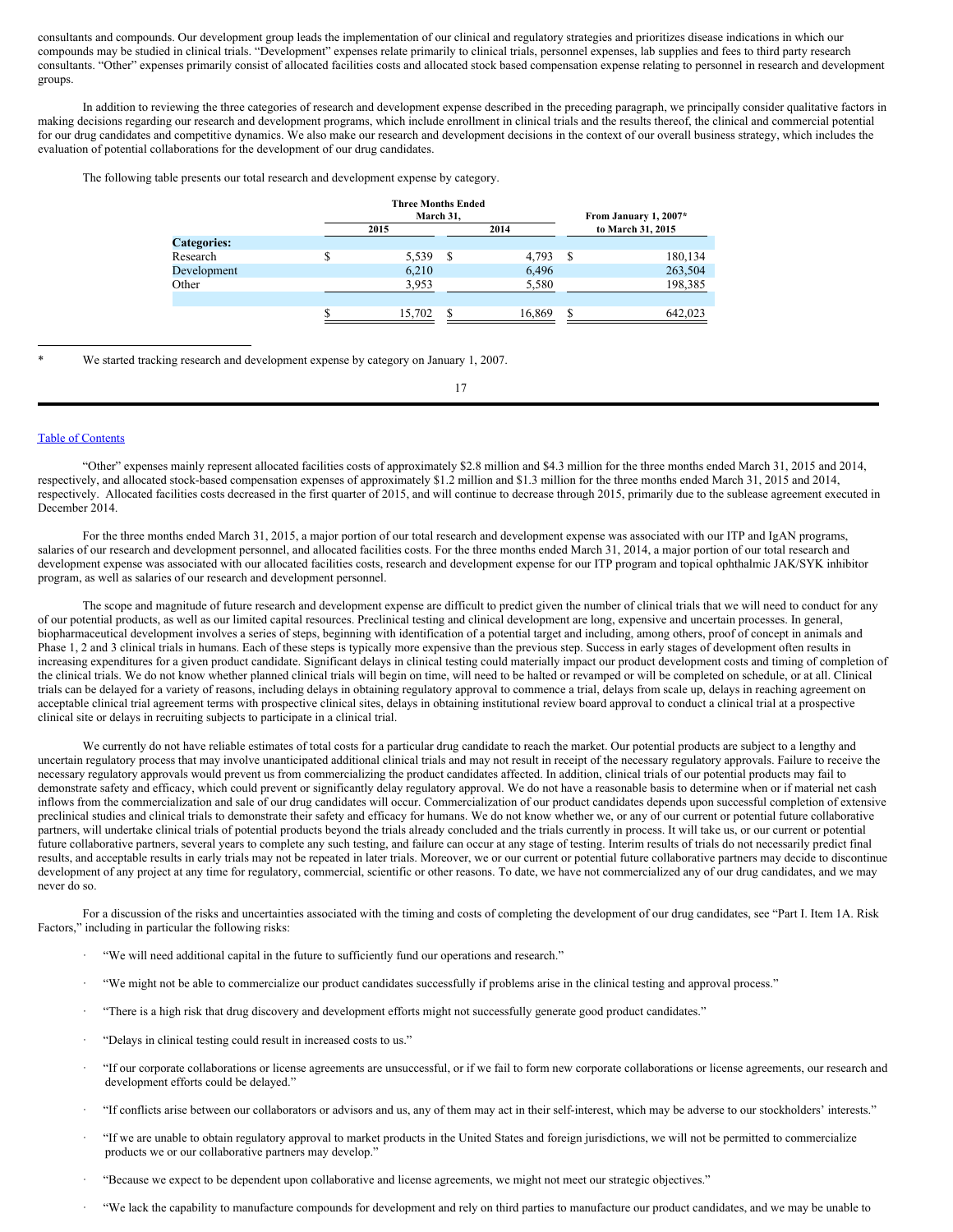consultants and compounds. Our development group leads the implementation of our clinical and regulatory strategies and prioritizes disease indications in which our compounds may be studied in clinical trials. "Development" expenses relate primarily to clinical trials, personnel expenses, lab supplies and fees to third party research consultants. "Other" expenses primarily consist of allocated facilities costs and allocated stock based compensation expense relating to personnel in research and development groups.

In addition to reviewing the three categories of research and development expense described in the preceding paragraph, we principally consider qualitative factors in making decisions regarding our research and development programs, which include enrollment in clinical trials and the results thereof, the clinical and commercial potential for our drug candidates and competitive dynamics. We also make our research and development decisions in the context of our overall business strategy, which includes the evaluation of potential collaborations for the development of our drug candidates.

The following table presents our total research and development expense by category.

| | Three Months Ended March 31, | | From January 1, 2007* |
|---|---|---|---|
| | 2015 | 2014 | to March 31, 2015 |
| **Categories:** | | | |
| Research | $ 5,539 | $ 4,793 | $ 180,134 |
| Development | 6,210 | 6,496 | 263,504 |
| Other | 3,953 | 5,580 | 198,385 |
| | $ 15,702 | $ 16,869 | $ 642,023 |

\* We started tracking research and development expense by category on January 1, 2007.

"Other" expenses mainly represent allocated facilities costs of approximately $2.8 million and $4.3 million for the three months ended March 31, 2015 and 2014, respectively, and allocated stock-based compensation expenses of approximately $1.2 million and $1.3 million for the three months ended March 31, 2015 and 2014, respectively. Allocated facilities costs decreased in the first quarter of 2015, and will continue to decrease through 2015, primarily due to the sublease agreement executed in December 2014.

For the three months ended March 31, 2015, a major portion of our total research and development expense was associated with our ITP and IgAN programs, salaries of our research and development personnel, and allocated facilities costs. For the three months ended March 31, 2014, a major portion of our total research and development expense was associated with our allocated facilities costs, research and development expense for our ITP program and topical ophthalmic JAK/SYK inhibitor program, as well as salaries of our research and development personnel.

The scope and magnitude of future research and development expense are difficult to predict given the number of clinical trials that we will need to conduct for any of our potential products, as well as our limited capital resources. Preclinical testing and clinical development are long, expensive and uncertain processes. In general, biopharmaceutical development involves a series of steps, beginning with identification of a potential target and including, among others, proof of concept in animals and Phase 1, 2 and 3 clinical trials in humans. Each of these steps is typically more expensive than the previous step. Success in early stages of development often results in increasing expenditures for a given product candidate. Significant delays in clinical testing could materially impact our product development costs and timing of completion of the clinical trials. We do not know whether planned clinical trials will begin on time, will need to be halted or revamped or will be completed on schedule, or at all. Clinical trials can be delayed for a variety of reasons, including delays in obtaining regulatory approval to commence a trial, delays from scale up, delays in reaching agreement on acceptable clinical trial agreement terms with prospective clinical sites, delays in obtaining institutional review board approval to conduct a clinical trial at a prospective clinical site or delays in recruiting subjects to participate in a clinical trial.

We currently do not have reliable estimates of total costs for a particular drug candidate to reach the market. Our potential products are subject to a lengthy and uncertain regulatory process that may involve unanticipated additional clinical trials and may not result in receipt of the necessary regulatory approvals. Failure to receive the necessary regulatory approvals would prevent us from commercializing the product candidates affected. In addition, clinical trials of our potential products may fail to demonstrate safety and efficacy, which could prevent or significantly delay regulatory approval. We do not have a reasonable basis to determine when or if material net cash inflows from the commercialization and sale of our drug candidates will occur. Commercialization of our product candidates depends upon successful completion of extensive preclinical studies and clinical trials to demonstrate their safety and efficacy for humans. We do not know whether we, or any of our current or potential future collaborative partners, will undertake clinical trials of potential products beyond the trials already concluded and the trials currently in process. It will take us, or our current or potential future collaborative partners, several years to complete any such testing, and failure can occur at any stage of testing. Interim results of trials do not necessarily predict final results, and acceptable results in early trials may not be repeated in later trials. Moreover, we or our current or potential future collaborative partners may decide to discontinue development of any project at any time for regulatory, commercial, scientific or other reasons. To date, we have not commercialized any of our drug candidates, and we may never do so.

For a discussion of the risks and uncertainties associated with the timing and costs of completing the development of our drug candidates, see "Part I. Item 1A. Risk Factors," including in particular the following risks:

- "We will need additional capital in the future to sufficiently fund our operations and research."
- "We might not be able to commercialize our product candidates successfully if problems arise in the clinical testing and approval process."
- "There is a high risk that drug discovery and development efforts might not successfully generate good product candidates."
- "Delays in clinical testing could result in increased costs to us."
- "If our corporate collaborations or license agreements are unsuccessful, or if we fail to form new corporate collaborations or license agreements, our research and development efforts could be delayed."
- "If conflicts arise between our collaborators or advisors and us, any of them may act in their self-interest, which may be adverse to our stockholders' interests."
- "If we are unable to obtain regulatory approval to market products in the United States and foreign jurisdictions, we will not be permitted to commercialize products we or our collaborative partners may develop."
- "Because we expect to be dependent upon collaborative and license agreements, we might not meet our strategic objectives."
- "We lack the capability to manufacture compounds for development and rely on third parties to manufacture our product candidates, and we may be unable to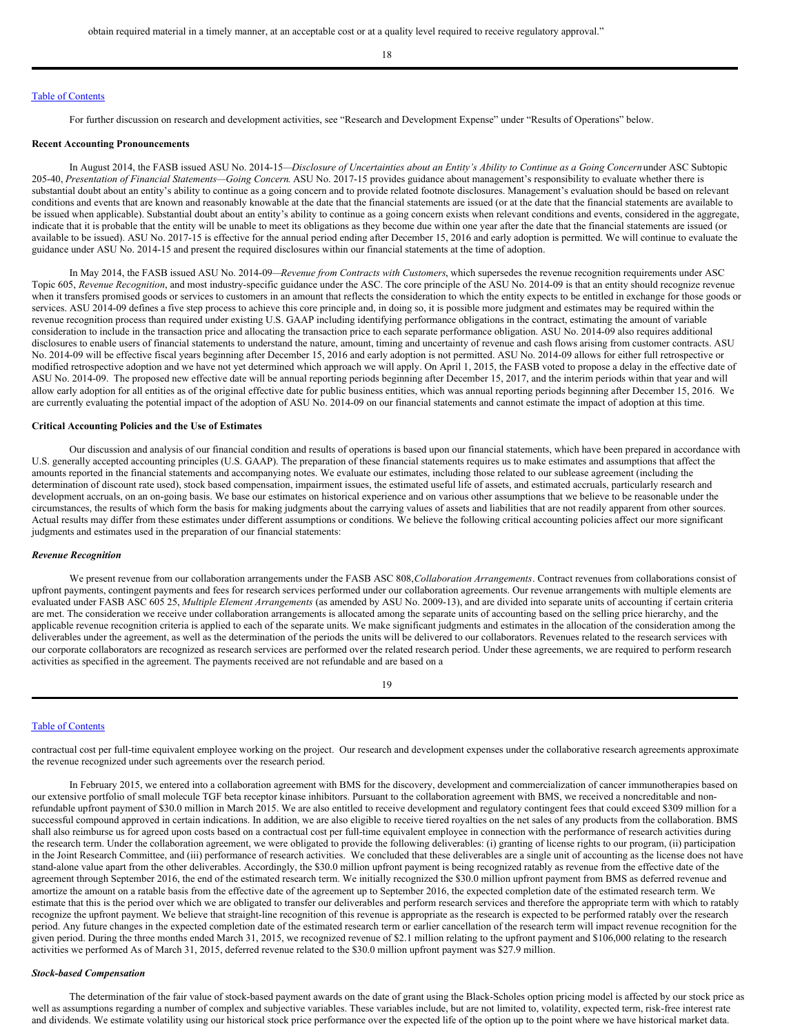obtain required material in a timely manner, at an acceptable cost or at a quality level required to receive regulatory approval."

For further discussion on research and development activities, see "Research and Development Expense" under "Results of Operations" below.

**Recent Accounting Pronouncements**

In August 2014, the FASB issued ASU No. 2014-15—*Disclosure of Uncertainties about an Entity's Ability to Continue as a Going Concern* under ASC Subtopic 205-40, *Presentation of Financial Statements—Going Concern*. ASU No. 2017-15 provides guidance about management's responsibility to evaluate whether there is substantial doubt about an entity's ability to continue as a going concern and to provide related footnote disclosures. Management's evaluation should be based on relevant conditions and events that are known and reasonably knowable at the date that the financial statements are issued (or at the date that the financial statements are available to be issued when applicable). Substantial doubt about an entity's ability to continue as a going concern exists when relevant conditions and events, considered in the aggregate, indicate that it is probable that the entity will be unable to meet its obligations as they become due within one year after the date that the financial statements are issued (or available to be issued). ASU No. 2017-15 is effective for the annual period ending after December 15, 2016 and early adoption is permitted. We will continue to evaluate the guidance under ASU No. 2014-15 and present the required disclosures within our financial statements at the time of adoption.

In May 2014, the FASB issued ASU No. 2014-09—*Revenue from Contracts with Customers*, which supersedes the revenue recognition requirements under ASC Topic 605, *Revenue Recognition*, and most industry-specific guidance under the ASC. The core principle of the ASU No. 2014-09 is that an entity should recognize revenue when it transfers promised goods or services to customers in an amount that reflects the consideration to which the entity expects to be entitled in exchange for those goods or services. ASU 2014-09 defines a five step process to achieve this core principle and, in doing so, it is possible more judgment and estimates may be required within the revenue recognition process than required under existing U.S. GAAP including identifying performance obligations in the contract, estimating the amount of variable consideration to include in the transaction price and allocating the transaction price to each separate performance obligation. ASU No. 2014-09 also requires additional disclosures to enable users of financial statements to understand the nature, amount, timing and uncertainty of revenue and cash flows arising from customer contracts. ASU No. 2014-09 will be effective fiscal years beginning after December 15, 2016 and early adoption is not permitted. ASU No. 2014-09 allows for either full retrospective or modified retrospective adoption and we have not yet determined which approach we will apply. On April 1, 2015, the FASB voted to propose a delay in the effective date of ASU No. 2014-09. The proposed new effective date will be annual reporting periods beginning after December 15, 2017, and the interim periods within that year and will allow early adoption for all entities as of the original effective date for public business entities, which was annual reporting periods beginning after December 15, 2016. We are currently evaluating the potential impact of the adoption of ASU No. 2014-09 on our financial statements and cannot estimate the impact of adoption at this time.

**Critical Accounting Policies and the Use of Estimates**

Our discussion and analysis of our financial condition and results of operations is based upon our financial statements, which have been prepared in accordance with U.S. generally accepted accounting principles (U.S. GAAP). The preparation of these financial statements requires us to make estimates and assumptions that affect the amounts reported in the financial statements and accompanying notes. We evaluate our estimates, including those related to our sublease agreement (including the determination of discount rate used), stock based compensation, impairment issues, the estimated useful life of assets, and estimated accruals, particularly research and development accruals, on an on-going basis. We base our estimates on historical experience and on various other assumptions that we believe to be reasonable under the circumstances, the results of which form the basis for making judgments about the carrying values of assets and liabilities that are not readily apparent from other sources. Actual results may differ from these estimates under different assumptions or conditions. We believe the following critical accounting policies affect our more significant judgments and estimates used in the preparation of our financial statements:

***Revenue Recognition***

We present revenue from our collaboration arrangements under the FASB ASC 808,*Collaboration Arrangements*. Contract revenues from collaborations consist of upfront payments, contingent payments and fees for research services performed under our collaboration agreements. Our revenue arrangements with multiple elements are evaluated under FASB ASC 605 25, *Multiple Element Arrangements* (as amended by ASU No. 2009-13), and are divided into separate units of accounting if certain criteria are met. The consideration we receive under collaboration arrangements is allocated among the separate units of accounting based on the selling price hierarchy, and the applicable revenue recognition criteria is applied to each of the separate units. We make significant judgments and estimates in the allocation of the consideration among the deliverables under the agreement, as well as the determination of the periods the units will be delivered to our collaborators. Revenues related to the research services with our corporate collaborators are recognized as research services are performed over the related research period. Under these agreements, we are required to perform research activities as specified in the agreement. The payments received are not refundable and are based on a contractual cost per full-time equivalent employee working on the project. Our research and development expenses under the collaborative research agreements approximate the revenue recognized under such agreements over the research period.

In February 2015, we entered into a collaboration agreement with BMS for the discovery, development and commercialization of cancer immunotherapies based on our extensive portfolio of small molecule TGF beta receptor kinase inhibitors. Pursuant to the collaboration agreement with BMS, we received a noncreditable and non-refundable upfront payment of $30.0 million in March 2015. We are also entitled to receive development and regulatory contingent fees that could exceed $309 million for a successful compound approved in certain indications. In addition, we are also eligible to receive tiered royalties on the net sales of any products from the collaboration. BMS shall also reimburse us for agreed upon costs based on a contractual cost per full-time equivalent employee in connection with the performance of research activities during the research term. Under the collaboration agreement, we were obligated to provide the following deliverables: (i) granting of license rights to our program, (ii) participation in the Joint Research Committee, and (iii) performance of research activities. We concluded that these deliverables are a single unit of accounting as the license does not have stand-alone value apart from the other deliverables. Accordingly, the $30.0 million upfront payment is being recognized ratably as revenue from the effective date of the agreement through September 2016, the end of the estimated research term. We initially recognized the $30.0 million upfront payment from BMS as deferred revenue and amortize the amount on a ratable basis from the effective date of the agreement up to September 2016, the expected completion date of the estimated research term. We estimate that this is the period over which we are obligated to transfer our deliverables and perform research services and therefore the appropriate term with which to ratably recognize the upfront payment. We believe that straight-line recognition of this revenue is appropriate as the research is expected to be performed ratably over the research period. Any future changes in the expected completion date of the estimated research term or earlier cancellation of the research term will impact revenue recognition for the given period. During the three months ended March 31, 2015, we recognized revenue of $2.1 million relating to the upfront payment and $106,000 relating to the research activities we performed As of March 31, 2015, deferred revenue related to the $30.0 million upfront payment was $27.9 million.

***Stock-based Compensation***

The determination of the fair value of stock-based payment awards on the date of grant using the Black-Scholes option pricing model is affected by our stock price as well as assumptions regarding a number of complex and subjective variables. These variables include, but are not limited to, volatility, expected term, risk-free interest rate and dividends. We estimate volatility using our historical stock price performance over the expected life of the option up to the point where we have historical market data.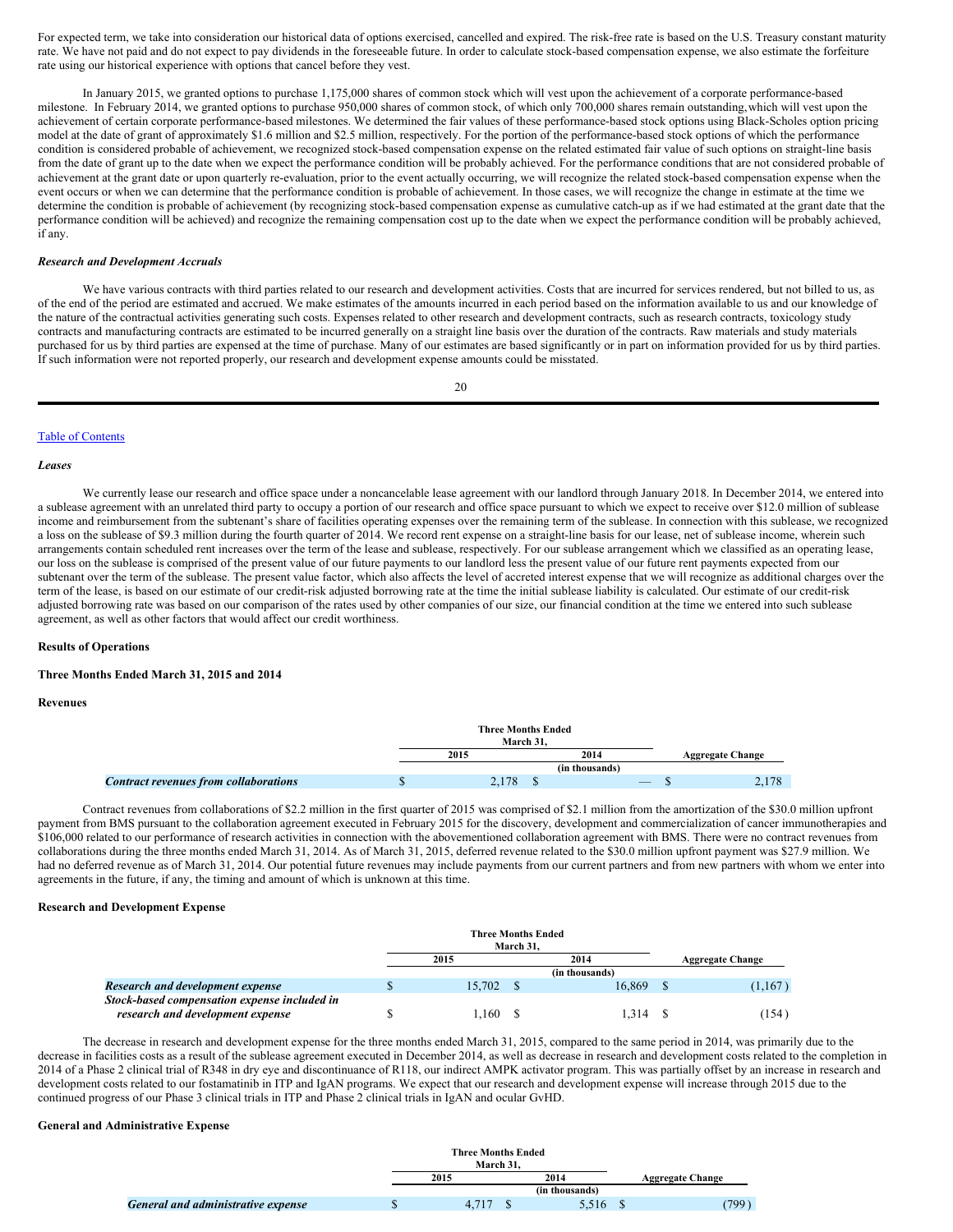For expected term, we take into consideration our historical data of options exercised, cancelled and expired. The risk-free rate is based on the U.S. Treasury constant maturity rate. We have not paid and do not expect to pay dividends in the foreseeable future. In order to calculate stock-based compensation expense, we also estimate the forfeiture rate using our historical experience with options that cancel before they vest.

In January 2015, we granted options to purchase 1,175,000 shares of common stock which will vest upon the achievement of a corporate performance-based milestone. In February 2014, we granted options to purchase 950,000 shares of common stock, of which only 700,000 shares remain outstanding,which will vest upon the achievement of certain corporate performance-based milestones. We determined the fair values of these performance-based stock options using Black-Scholes option pricing model at the date of grant of approximately $1.6 million and $2.5 million, respectively. For the portion of the performance-based stock options of which the performance condition is considered probable of achievement, we recognized stock-based compensation expense on the related estimated fair value of such options on straight-line basis from the date of grant up to the date when we expect the performance condition will be probably achieved. For the performance conditions that are not considered probable of achievement at the grant date or upon quarterly re-evaluation, prior to the event actually occurring, we will recognize the related stock-based compensation expense when the event occurs or when we can determine that the performance condition is probable of achievement. In those cases, we will recognize the change in estimate at the time we determine the condition is probable of achievement (by recognizing stock-based compensation expense as cumulative catch-up as if we had estimated at the grant date that the performance condition will be achieved) and recognize the remaining compensation cost up to the date when we expect the performance condition will be probably achieved, if any.

***Research and Development Accruals***

We have various contracts with third parties related to our research and development activities. Costs that are incurred for services rendered, but not billed to us, as of the end of the period are estimated and accrued. We make estimates of the amounts incurred in each period based on the information available to us and our knowledge of the nature of the contractual activities generating such costs. Expenses related to other research and development contracts, such as research contracts, toxicology study contracts and manufacturing contracts are estimated to be incurred generally on a straight line basis over the duration of the contracts. Raw materials and study materials purchased for us by third parties are expensed at the time of purchase. Many of our estimates are based significantly or in part on information provided for us by third parties. If such information were not reported properly, our research and development expense amounts could be misstated.

[Table of Contents](#)

***Leases***

We currently lease our research and office space under a noncancelable lease agreement with our landlord through January 2018. In December 2014, we entered into a sublease agreement with an unrelated third party to occupy a portion of our research and office space pursuant to which we expect to receive over $12.0 million of sublease income and reimbursement from the subtenant's share of facilities operating expenses over the remaining term of the sublease. In connection with this sublease, we recognized a loss on the sublease of $9.3 million during the fourth quarter of 2014. We record rent expense on a straight-line basis for our lease, net of sublease income, wherein such arrangements contain scheduled rent increases over the term of the lease and sublease, respectively. For our sublease arrangement which we classified as an operating lease, our loss on the sublease is comprised of the present value of our future payments to our landlord less the present value of our future rent payments expected from our subtenant over the term of the sublease. The present value factor, which also affects the level of accreted interest expense that we will recognize as additional charges over the term of the lease, is based on our estimate of our credit-risk adjusted borrowing rate at the time the initial sublease liability is calculated. Our estimate of our credit-risk adjusted borrowing rate was based on our comparison of the rates used by other companies of our size, our financial condition at the time we entered into such sublease agreement, as well as other factors that would affect our credit worthiness.

**Results of Operations**

**Three Months Ended March 31, 2015 and 2014**

**Revenues**

| | Three Months Ended March 31, | | |
|---|---|---|---|
| | 2015 | 2014 | Aggregate Change |
| | (in thousands) | | |
| ***Contract revenues from collaborations*** | $ 2,178 | $ — | $ 2,178 |

Contract revenues from collaborations of $2.2 million in the first quarter of 2015 was comprised of $2.1 million from the amortization of the $30.0 million upfront payment from BMS pursuant to the collaboration agreement executed in February 2015 for the discovery, development and commercialization of cancer immunotherapies and $106,000 related to our performance of research activities in connection with the abovementioned collaboration agreement with BMS. There were no contract revenues from collaborations during the three months ended March 31, 2014. As of March 31, 2015, deferred revenue related to the $30.0 million upfront payment was $27.9 million. We had no deferred revenue as of March 31, 2014. Our potential future revenues may include payments from our current partners and from new partners with whom we enter into agreements in the future, if any, the timing and amount of which is unknown at this time.

**Research and Development Expense**

| | Three Months Ended March 31, | | |
|---|---|---|---|
| | 2015 | 2014 | Aggregate Change |
| | (in thousands) | | |
| ***Research and development expense*** | $ 15,702 | $ 16,869 | $ (1,167) |
| ***Stock-based compensation expense included in research and development expense*** | $ 1,160 | $ 1,314 | $ (154) |

The decrease in research and development expense for the three months ended March 31, 2015, compared to the same period in 2014, was primarily due to the decrease in facilities costs as a result of the sublease agreement executed in December 2014, as well as decrease in research and development costs related to the completion in 2014 of a Phase 2 clinical trial of R348 in dry eye and discontinuance of R118, our indirect AMPK activator program. This was partially offset by an increase in research and development costs related to our fostamatinib in ITP and IgAN programs. We expect that our research and development expense will increase through 2015 due to the continued progress of our Phase 3 clinical trials in ITP and Phase 2 clinical trials in IgAN and ocular GvHD.

**General and Administrative Expense**

| | Three Months Ended March 31, | | |
|---|---|---|---|
| | 2015 | 2014 | Aggregate Change |
| | (in thousands) | | |
| ***General and administrative expense*** | $ 4,717 | $ 5,516 | $ (799) |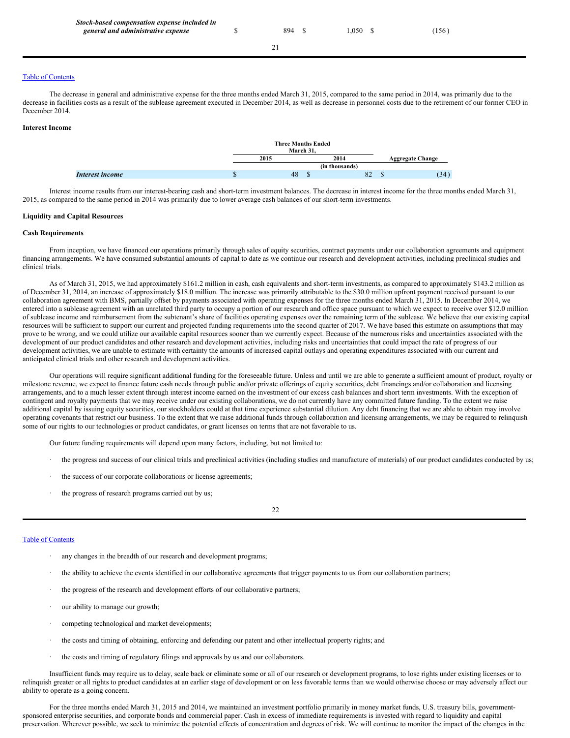| | | | |
|---|---|---|---|
| ***Stock-based compensation expense included in general and administrative expense*** | $ 894 | $ 1,050 | $ (156) |

The decrease in general and administrative expense for the three months ended March 31, 2015, compared to the same period in 2014, was primarily due to the decrease in facilities costs as a result of the sublease agreement executed in December 2014, as well as decrease in personnel costs due to the retirement of our former CEO in December 2014.

**Interest Income**

| | Three Months Ended March 31, | | |
|---|---|---|---|
| | 2015 | 2014 | Aggregate Change |
| | (in thousands) | | |
| ***Interest income*** | $ 48 | $ 82 | $ (34) |

Interest income results from our interest-bearing cash and short-term investment balances. The decrease in interest income for the three months ended March 31, 2015, as compared to the same period in 2014 was primarily due to lower average cash balances of our short-term investments.

**Liquidity and Capital Resources**

**Cash Requirements**

From inception, we have financed our operations primarily through sales of equity securities, contract payments under our collaboration agreements and equipment financing arrangements. We have consumed substantial amounts of capital to date as we continue our research and development activities, including preclinical studies and clinical trials.

As of March 31, 2015, we had approximately $161.2 million in cash, cash equivalents and short-term investments, as compared to approximately $143.2 million as of December 31, 2014, an increase of approximately $18.0 million. The increase was primarily attributable to the $30.0 million upfront payment received pursuant to our collaboration agreement with BMS, partially offset by payments associated with operating expenses for the three months ended March 31, 2015. In December 2014, we entered into a sublease agreement with an unrelated third party to occupy a portion of our research and office space pursuant to which we expect to receive over $12.0 million of sublease income and reimbursement from the subtenant's share of facilities operating expenses over the remaining term of the sublease. We believe that our existing capital resources will be sufficient to support our current and projected funding requirements into the second quarter of 2017. We have based this estimate on assumptions that may prove to be wrong, and we could utilize our available capital resources sooner than we currently expect. Because of the numerous risks and uncertainties associated with the development of our product candidates and other research and development activities, including risks and uncertainties that could impact the rate of progress of our development activities, we are unable to estimate with certainty the amounts of increased capital outlays and operating expenditures associated with our current and anticipated clinical trials and other research and development activities.

Our operations will require significant additional funding for the foreseeable future. Unless and until we are able to generate a sufficient amount of product, royalty or milestone revenue, we expect to finance future cash needs through public and/or private offerings of equity securities, debt financings and/or collaboration and licensing arrangements, and to a much lesser extent through interest income earned on the investment of our excess cash balances and short term investments. With the exception of contingent and royalty payments that we may receive under our existing collaborations, we do not currently have any committed future funding. To the extent we raise additional capital by issuing equity securities, our stockholders could at that time experience substantial dilution. Any debt financing that we are able to obtain may involve operating covenants that restrict our business. To the extent that we raise additional funds through collaboration and licensing arrangements, we may be required to relinquish some of our rights to our technologies or product candidates, or grant licenses on terms that are not favorable to us.

Our future funding requirements will depend upon many factors, including, but not limited to:

- the progress and success of our clinical trials and preclinical activities (including studies and manufacture of materials) of our product candidates conducted by us;
- the success of our corporate collaborations or license agreements;
- the progress of research programs carried out by us;
- any changes in the breadth of our research and development programs;
- the ability to achieve the events identified in our collaborative agreements that trigger payments to us from our collaboration partners;
- the progress of the research and development efforts of our collaborative partners;
- our ability to manage our growth;
- competing technological and market developments;
- the costs and timing of obtaining, enforcing and defending our patent and other intellectual property rights; and
- the costs and timing of regulatory filings and approvals by us and our collaborators.

Insufficient funds may require us to delay, scale back or eliminate some or all of our research or development programs, to lose rights under existing licenses or to relinquish greater or all rights to product candidates at an earlier stage of development or on less favorable terms than we would otherwise choose or may adversely affect our ability to operate as a going concern.

For the three months ended March 31, 2015 and 2014, we maintained an investment portfolio primarily in money market funds, U.S. treasury bills, government-sponsored enterprise securities, and corporate bonds and commercial paper. Cash in excess of immediate requirements is invested with regard to liquidity and capital preservation. Wherever possible, we seek to minimize the potential effects of concentration and degrees of risk. We will continue to monitor the impact of the changes in the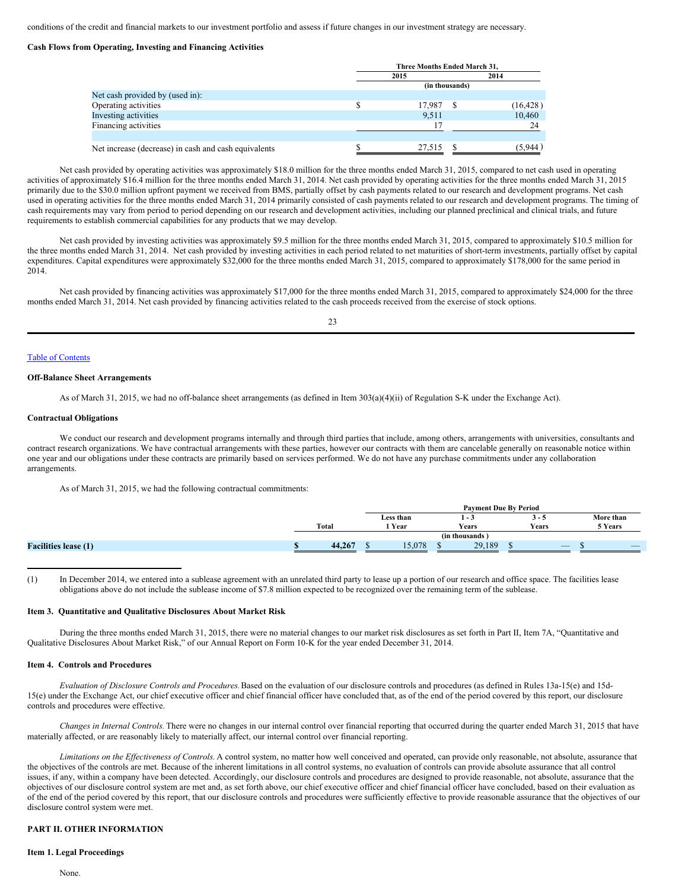conditions of the credit and financial markets to our investment portfolio and assess if future changes in our investment strategy are necessary.

**Cash Flows from Operating, Investing and Financing Activities**

| | Three Months Ended March 31, | |
|---|---|---|
| | 2015 | 2014 |
| | (in thousands) | |
| Net cash provided by (used in): | | |
| Operating activities | $ 17,987 | $ (16,428) |
| Investing activities | 9,511 | 10,460 |
| Financing activities | 17 | 24 |
| Net increase (decrease) in cash and cash equivalents | $ 27,515 | $ (5,944) |

Net cash provided by operating activities was approximately $18.0 million for the three months ended March 31, 2015, compared to net cash used in operating activities of approximately $16.4 million for the three months ended March 31, 2014. Net cash provided by operating activities for the three months ended March 31, 2015 primarily due to the $30.0 million upfront payment we received from BMS, partially offset by cash payments related to our research and development programs. Net cash used in operating activities for the three months ended March 31, 2014 primarily consisted of cash payments related to our research and development programs. The timing of cash requirements may vary from period to period depending on our research and development activities, including our planned preclinical and clinical trials, and future requirements to establish commercial capabilities for any products that we may develop.

Net cash provided by investing activities was approximately $9.5 million for the three months ended March 31, 2015, compared to approximately $10.5 million for the three months ended March 31, 2014. Net cash provided by investing activities in each period related to net maturities of short-term investments, partially offset by capital expenditures. Capital expenditures were approximately $32,000 for the three months ended March 31, 2015, compared to approximately $178,000 for the same period in 2014.

Net cash provided by financing activities was approximately $17,000 for the three months ended March 31, 2015, compared to approximately $24,000 for the three months ended March 31, 2014. Net cash provided by financing activities related to the cash proceeds received from the exercise of stock options.

**Off-Balance Sheet Arrangements**

As of March 31, 2015, we had no off-balance sheet arrangements (as defined in Item 303(a)(4)(ii) of Regulation S-K under the Exchange Act).

**Contractual Obligations**

We conduct our research and development programs internally and through third parties that include, among others, arrangements with universities, consultants and contract research organizations. We have contractual arrangements with these parties, however our contracts with them are cancelable generally on reasonable notice within one year and our obligations under these contracts are primarily based on services performed. We do not have any purchase commitments under any collaboration arrangements.

As of March 31, 2015, we had the following contractual commitments:

| | | Payment Due By Period | | | |
|---|---|---|---|---|---|
| | Total | Less than 1 Year | 1 - 3 Years | 3 - 5 Years | More than 5 Years |
| | (in thousands) | | | | |
| **Facilities lease (1)** | **$ 44,267** | $ 15,078 | $ 29,189 | $ — | $ — |

(1) In December 2014, we entered into a sublease agreement with an unrelated third party to lease up a portion of our research and office space. The facilities lease obligations above do not include the sublease income of $7.8 million expected to be recognized over the remaining term of the sublease.

**Item 3. Quantitative and Qualitative Disclosures About Market Risk**

During the three months ended March 31, 2015, there were no material changes to our market risk disclosures as set forth in Part II, Item 7A, "Quantitative and Qualitative Disclosures About Market Risk," of our Annual Report on Form 10-K for the year ended December 31, 2014.

**Item 4. Controls and Procedures**

*Evaluation of Disclosure Controls and Procedures.* Based on the evaluation of our disclosure controls and procedures (as defined in Rules 13a-15(e) and 15d-15(e) under the Exchange Act, our chief executive officer and chief financial officer have concluded that, as of the end of the period covered by this report, our disclosure controls and procedures were effective.

*Changes in Internal Controls.* There were no changes in our internal control over financial reporting that occurred during the quarter ended March 31, 2015 that have materially affected, or are reasonably likely to materially affect, our internal control over financial reporting.

*Limitations on the Effectiveness of Controls.* A control system, no matter how well conceived and operated, can provide only reasonable, not absolute, assurance that the objectives of the controls are met. Because of the inherent limitations in all control systems, no evaluation of controls can provide absolute assurance that all control issues, if any, within a company have been detected. Accordingly, our disclosure controls and procedures are designed to provide reasonable, not absolute, assurance that the objectives of our disclosure control system are met and, as set forth above, our chief executive officer and chief financial officer have concluded, based on their evaluation as of the end of the period covered by this report, that our disclosure controls and procedures were sufficiently effective to provide reasonable assurance that the objectives of our disclosure control system were met.

**PART II. OTHER INFORMATION**

**Item 1. Legal Proceedings**

None.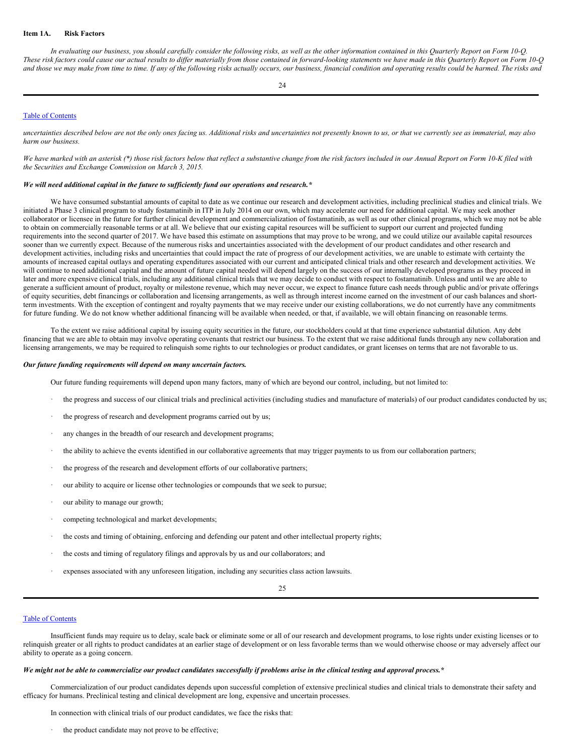## Item 1A. Risk Factors

*In evaluating our business, you should carefully consider the following risks, as well as the other information contained in this Quarterly Report on Form 10-Q. These risk factors could cause our actual results to differ materially from those contained in forward-looking statements we have made in this Quarterly Report on Form 10-Q and those we may make from time to time. If any of the following risks actually occurs, our business, financial condition and operating results could be harmed. The risks and uncertainties described below are not the only ones facing us. Additional risks and uncertainties not presently known to us, or that we currently see as immaterial, may also harm our business.*

*We have marked with an asterisk (*) those risk factors below that reflect a substantive change from the risk factors included in our Annual Report on Form 10-K filed with the Securities and Exchange Commission on March 3, 2015.*

***We will need additional capital in the future to sufficiently fund our operations and research.****

We have consumed substantial amounts of capital to date as we continue our research and development activities, including preclinical studies and clinical trials. We initiated a Phase 3 clinical program to study fostamatinib in ITP in July 2014 on our own, which may accelerate our need for additional capital. We may seek another collaborator or licensee in the future for further clinical development and commercialization of fostamatinib, as well as our other clinical programs, which we may not be able to obtain on commercially reasonable terms or at all. We believe that our existing capital resources will be sufficient to support our current and projected funding requirements into the second quarter of 2017. We have based this estimate on assumptions that may prove to be wrong, and we could utilize our available capital resources sooner than we currently expect. Because of the numerous risks and uncertainties associated with the development of our product candidates and other research and development activities, including risks and uncertainties that could impact the rate of progress of our development activities, we are unable to estimate with certainty the amounts of increased capital outlays and operating expenditures associated with our current and anticipated clinical trials and other research and development activities. We will continue to need additional capital and the amount of future capital needed will depend largely on the success of our internally developed programs as they proceed in later and more expensive clinical trials, including any additional clinical trials that we may decide to conduct with respect to fostamatinib. Unless and until we are able to generate a sufficient amount of product, royalty or milestone revenue, which may never occur, we expect to finance future cash needs through public and/or private offerings of equity securities, debt financings or collaboration and licensing arrangements, as well as through interest income earned on the investment of our cash balances and short-term investments. With the exception of contingent and royalty payments that we may receive under our existing collaborations, we do not currently have any commitments for future funding. We do not know whether additional financing will be available when needed, or that, if available, we will obtain financing on reasonable terms.

To the extent we raise additional capital by issuing equity securities in the future, our stockholders could at that time experience substantial dilution. Any debt financing that we are able to obtain may involve operating covenants that restrict our business. To the extent that we raise additional funds through any new collaboration and licensing arrangements, we may be required to relinquish some rights to our technologies or product candidates, or grant licenses on terms that are not favorable to us.

***Our future funding requirements will depend on many uncertain factors.***

Our future funding requirements will depend upon many factors, many of which are beyond our control, including, but not limited to:

- the progress and success of our clinical trials and preclinical activities (including studies and manufacture of materials) of our product candidates conducted by us;
- the progress of research and development programs carried out by us;
- any changes in the breadth of our research and development programs;
- the ability to achieve the events identified in our collaborative agreements that may trigger payments to us from our collaboration partners;
- the progress of the research and development efforts of our collaborative partners;
- our ability to acquire or license other technologies or compounds that we seek to pursue;
- our ability to manage our growth;
- competing technological and market developments;
- the costs and timing of obtaining, enforcing and defending our patent and other intellectual property rights;
- the costs and timing of regulatory filings and approvals by us and our collaborators; and
- expenses associated with any unforeseen litigation, including any securities class action lawsuits.

Insufficient funds may require us to delay, scale back or eliminate some or all of our research and development programs, to lose rights under existing licenses or to relinquish greater or all rights to product candidates at an earlier stage of development or on less favorable terms than we would otherwise choose or may adversely affect our ability to operate as a going concern.

***We might not be able to commercialize our product candidates successfully if problems arise in the clinical testing and approval process.****

Commercialization of our product candidates depends upon successful completion of extensive preclinical studies and clinical trials to demonstrate their safety and efficacy for humans. Preclinical testing and clinical development are long, expensive and uncertain processes.

In connection with clinical trials of our product candidates, we face the risks that:

- the product candidate may not prove to be effective;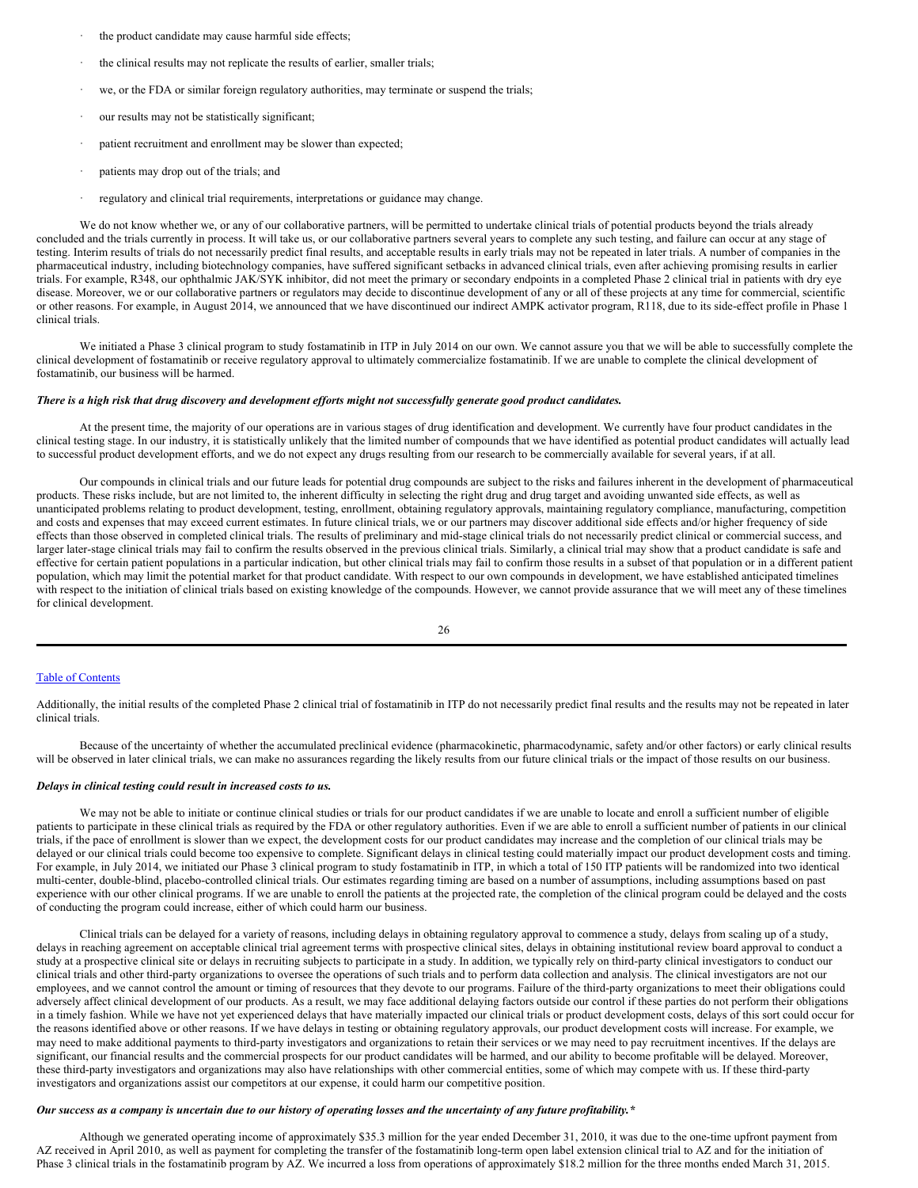- the product candidate may cause harmful side effects;
- the clinical results may not replicate the results of earlier, smaller trials;
- we, or the FDA or similar foreign regulatory authorities, may terminate or suspend the trials;
- our results may not be statistically significant;
- patient recruitment and enrollment may be slower than expected;
- patients may drop out of the trials; and
- regulatory and clinical trial requirements, interpretations or guidance may change.

We do not know whether we, or any of our collaborative partners, will be permitted to undertake clinical trials of potential products beyond the trials already concluded and the trials currently in process. It will take us, or our collaborative partners several years to complete any such testing, and failure can occur at any stage of testing. Interim results of trials do not necessarily predict final results, and acceptable results in early trials may not be repeated in later trials. A number of companies in the pharmaceutical industry, including biotechnology companies, have suffered significant setbacks in advanced clinical trials, even after achieving promising results in earlier trials. For example, R348, our ophthalmic JAK/SYK inhibitor, did not meet the primary or secondary endpoints in a completed Phase 2 clinical trial in patients with dry eye disease. Moreover, we or our collaborative partners or regulators may decide to discontinue development of any or all of these projects at any time for commercial, scientific or other reasons. For example, in August 2014, we announced that we have discontinued our indirect AMPK activator program, R118, due to its side-effect profile in Phase 1 clinical trials.

We initiated a Phase 3 clinical program to study fostamatinib in ITP in July 2014 on our own. We cannot assure you that we will be able to successfully complete the clinical development of fostamatinib or receive regulatory approval to ultimately commercialize fostamatinib. If we are unable to complete the clinical development of fostamatinib, our business will be harmed.

***There is a high risk that drug discovery and development efforts might not successfully generate good product candidates.***

At the present time, the majority of our operations are in various stages of drug identification and development. We currently have four product candidates in the clinical testing stage. In our industry, it is statistically unlikely that the limited number of compounds that we have identified as potential product candidates will actually lead to successful product development efforts, and we do not expect any drugs resulting from our research to be commercially available for several years, if at all.

Our compounds in clinical trials and our future leads for potential drug compounds are subject to the risks and failures inherent in the development of pharmaceutical products. These risks include, but are not limited to, the inherent difficulty in selecting the right drug and drug target and avoiding unwanted side effects, as well as unanticipated problems relating to product development, testing, enrollment, obtaining regulatory approvals, maintaining regulatory compliance, manufacturing, competition and costs and expenses that may exceed current estimates. In future clinical trials, we or our partners may discover additional side effects and/or higher frequency of side effects than those observed in completed clinical trials. The results of preliminary and mid-stage clinical trials do not necessarily predict clinical or commercial success, and larger later-stage clinical trials may fail to confirm the results observed in the previous clinical trials. Similarly, a clinical trial may show that a product candidate is safe and effective for certain patient populations in a particular indication, but other clinical trials may fail to confirm those results in a subset of that population or in a different patient population, which may limit the potential market for that product candidate. With respect to our own compounds in development, we have established anticipated timelines with respect to the initiation of clinical trials based on existing knowledge of the compounds. However, we cannot provide assurance that we will meet any of these timelines for clinical development.

Additionally, the initial results of the completed Phase 2 clinical trial of fostamatinib in ITP do not necessarily predict final results and the results may not be repeated in later clinical trials.

Because of the uncertainty of whether the accumulated preclinical evidence (pharmacokinetic, pharmacodynamic, safety and/or other factors) or early clinical results will be observed in later clinical trials, we can make no assurances regarding the likely results from our future clinical trials or the impact of those results on our business.

***Delays in clinical testing could result in increased costs to us.***

We may not be able to initiate or continue clinical studies or trials for our product candidates if we are unable to locate and enroll a sufficient number of eligible patients to participate in these clinical trials as required by the FDA or other regulatory authorities. Even if we are able to enroll a sufficient number of patients in our clinical trials, if the pace of enrollment is slower than we expect, the development costs for our product candidates may increase and the completion of our clinical trials may be delayed or our clinical trials could become too expensive to complete. Significant delays in clinical testing could materially impact our product development costs and timing. For example, in July 2014, we initiated our Phase 3 clinical program to study fostamatinib in ITP, in which a total of 150 ITP patients will be randomized into two identical multi-center, double-blind, placebo-controlled clinical trials. Our estimates regarding timing are based on a number of assumptions, including assumptions based on past experience with our other clinical programs. If we are unable to enroll the patients at the projected rate, the completion of the clinical program could be delayed and the costs of conducting the program could increase, either of which could harm our business.

Clinical trials can be delayed for a variety of reasons, including delays in obtaining regulatory approval to commence a study, delays from scaling up of a study, delays in reaching agreement on acceptable clinical trial agreement terms with prospective clinical sites, delays in obtaining institutional review board approval to conduct a study at a prospective clinical site or delays in recruiting subjects to participate in a study. In addition, we typically rely on third-party clinical investigators to conduct our clinical trials and other third-party organizations to oversee the operations of such trials and to perform data collection and analysis. The clinical investigators are not our employees, and we cannot control the amount or timing of resources that they devote to our programs. Failure of the third-party organizations to meet their obligations could adversely affect clinical development of our products. As a result, we may face additional delaying factors outside our control if these parties do not perform their obligations in a timely fashion. While we have not yet experienced delays that have materially impacted our clinical trials or product development costs, delays of this sort could occur for the reasons identified above or other reasons. If we have delays in testing or obtaining regulatory approvals, our product development costs will increase. For example, we may need to make additional payments to third-party investigators and organizations to retain their services or we may need to pay recruitment incentives. If the delays are significant, our financial results and the commercial prospects for our product candidates will be harmed, and our ability to become profitable will be delayed. Moreover, these third-party investigators and organizations may also have relationships with other commercial entities, some of which may compete with us. If these third-party investigators and organizations assist our competitors at our expense, it could harm our competitive position.

***Our success as a company is uncertain due to our history of operating losses and the uncertainty of any future profitability.****

Although we generated operating income of approximately $35.3 million for the year ended December 31, 2010, it was due to the one-time upfront payment from AZ received in April 2010, as well as payment for completing the transfer of the fostamatinib long-term open label extension clinical trial to AZ and for the initiation of Phase 3 clinical trials in the fostamatinib program by AZ. We incurred a loss from operations of approximately $18.2 million for the three months ended March 31, 2015.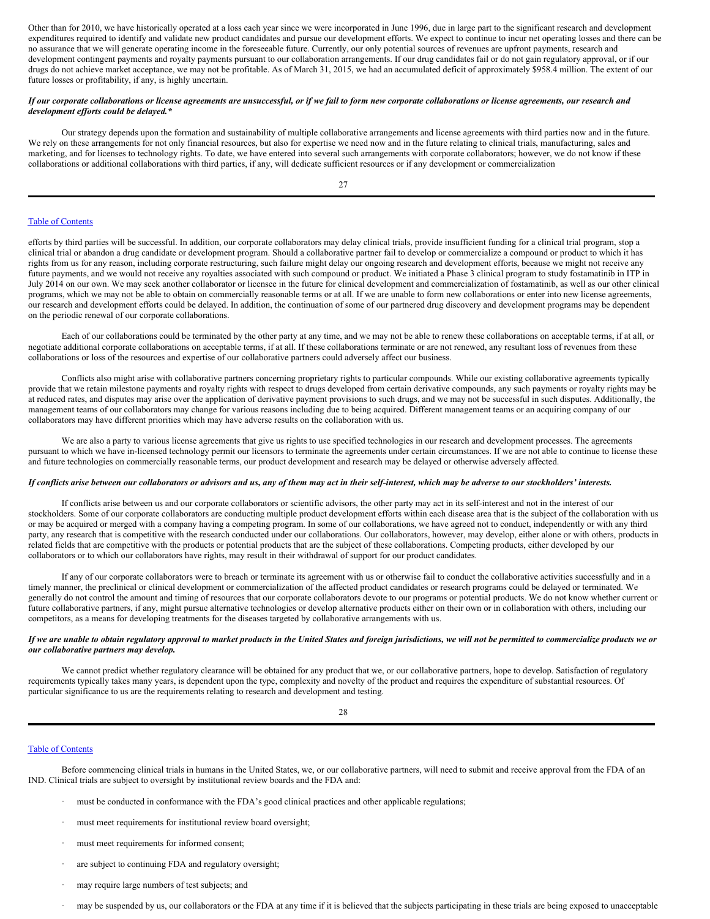Other than for 2010, we have historically operated at a loss each year since we were incorporated in June 1996, due in large part to the significant research and development expenditures required to identify and validate new product candidates and pursue our development efforts. We expect to continue to incur net operating losses and there can be no assurance that we will generate operating income in the foreseeable future. Currently, our only potential sources of revenues are upfront payments, research and development contingent payments and royalty payments pursuant to our collaboration arrangements. If our drug candidates fail or do not gain regulatory approval, or if our drugs do not achieve market acceptance, we may not be profitable. As of March 31, 2015, we had an accumulated deficit of approximately $958.4 million. The extent of our future losses or profitability, if any, is highly uncertain.

***If our corporate collaborations or license agreements are unsuccessful, or if we fail to form new corporate collaborations or license agreements, our research and development efforts could be delayed.****

Our strategy depends upon the formation and sustainability of multiple collaborative arrangements and license agreements with third parties now and in the future. We rely on these arrangements for not only financial resources, but also for expertise we need now and in the future relating to clinical trials, manufacturing, sales and marketing, and for licenses to technology rights. To date, we have entered into several such arrangements with corporate collaborators; however, we do not know if these collaborations or additional collaborations with third parties, if any, will dedicate sufficient resources or if any development or commercialization efforts by third parties will be successful. In addition, our corporate collaborators may delay clinical trials, provide insufficient funding for a clinical trial program, stop a clinical trial or abandon a drug candidate or development program. Should a collaborative partner fail to develop or commercialize a compound or product to which it has rights from us for any reason, including corporate restructuring, such failure might delay our ongoing research and development efforts, because we might not receive any future payments, and we would not receive any royalties associated with such compound or product. We initiated a Phase 3 clinical program to study fostamatinib in ITP in July 2014 on our own. We may seek another collaborator or licensee in the future for clinical development and commercialization of fostamatinib, as well as our other clinical programs, which we may not be able to obtain on commercially reasonable terms or at all. If we are unable to form new collaborations or enter into new license agreements, our research and development efforts could be delayed. In addition, the continuation of some of our partnered drug discovery and development programs may be dependent on the periodic renewal of our corporate collaborations.

Each of our collaborations could be terminated by the other party at any time, and we may not be able to renew these collaborations on acceptable terms, if at all, or negotiate additional corporate collaborations on acceptable terms, if at all. If these collaborations terminate or are not renewed, any resultant loss of revenues from these collaborations or loss of the resources and expertise of our collaborative partners could adversely affect our business.

Conflicts also might arise with collaborative partners concerning proprietary rights to particular compounds. While our existing collaborative agreements typically provide that we retain milestone payments and royalty rights with respect to drugs developed from certain derivative compounds, any such payments or royalty rights may be at reduced rates, and disputes may arise over the application of derivative payment provisions to such drugs, and we may not be successful in such disputes. Additionally, the management teams of our collaborators may change for various reasons including due to being acquired. Different management teams or an acquiring company of our collaborators may have different priorities which may have adverse results on the collaboration with us.

We are also a party to various license agreements that give us rights to use specified technologies in our research and development processes. The agreements pursuant to which we have in-licensed technology permit our licensors to terminate the agreements under certain circumstances. If we are not able to continue to license these and future technologies on commercially reasonable terms, our product development and research may be delayed or otherwise adversely affected.

***If conflicts arise between our collaborators or advisors and us, any of them may act in their self-interest, which may be adverse to our stockholders' interests.***

If conflicts arise between us and our corporate collaborators or scientific advisors, the other party may act in its self-interest and not in the interest of our stockholders. Some of our corporate collaborators are conducting multiple product development efforts within each disease area that is the subject of the collaboration with us or may be acquired or merged with a company having a competing program. In some of our collaborations, we have agreed not to conduct, independently or with any third party, any research that is competitive with the research conducted under our collaborations. Our collaborators, however, may develop, either alone or with others, products in related fields that are competitive with the products or potential products that are the subject of these collaborations. Competing products, either developed by our collaborators or to which our collaborators have rights, may result in their withdrawal of support for our product candidates.

If any of our corporate collaborators were to breach or terminate its agreement with us or otherwise fail to conduct the collaborative activities successfully and in a timely manner, the preclinical or clinical development or commercialization of the affected product candidates or research programs could be delayed or terminated. We generally do not control the amount and timing of resources that our corporate collaborators devote to our programs or potential products. We do not know whether current or future collaborative partners, if any, might pursue alternative technologies or develop alternative products either on their own or in collaboration with others, including our competitors, as a means for developing treatments for the diseases targeted by collaborative arrangements with us.

***If we are unable to obtain regulatory approval to market products in the United States and foreign jurisdictions, we will not be permitted to commercialize products we or our collaborative partners may develop.***

We cannot predict whether regulatory clearance will be obtained for any product that we, or our collaborative partners, hope to develop. Satisfaction of regulatory requirements typically takes many years, is dependent upon the type, complexity and novelty of the product and requires the expenditure of substantial resources. Of particular significance to us are the requirements relating to research and development and testing.

Before commencing clinical trials in humans in the United States, we, or our collaborative partners, will need to submit and receive approval from the FDA of an IND. Clinical trials are subject to oversight by institutional review boards and the FDA and:

- must be conducted in conformance with the FDA's good clinical practices and other applicable regulations;
- must meet requirements for institutional review board oversight;
- must meet requirements for informed consent;
- are subject to continuing FDA and regulatory oversight;
- may require large numbers of test subjects; and
- may be suspended by us, our collaborators or the FDA at any time if it is believed that the subjects participating in these trials are being exposed to unacceptable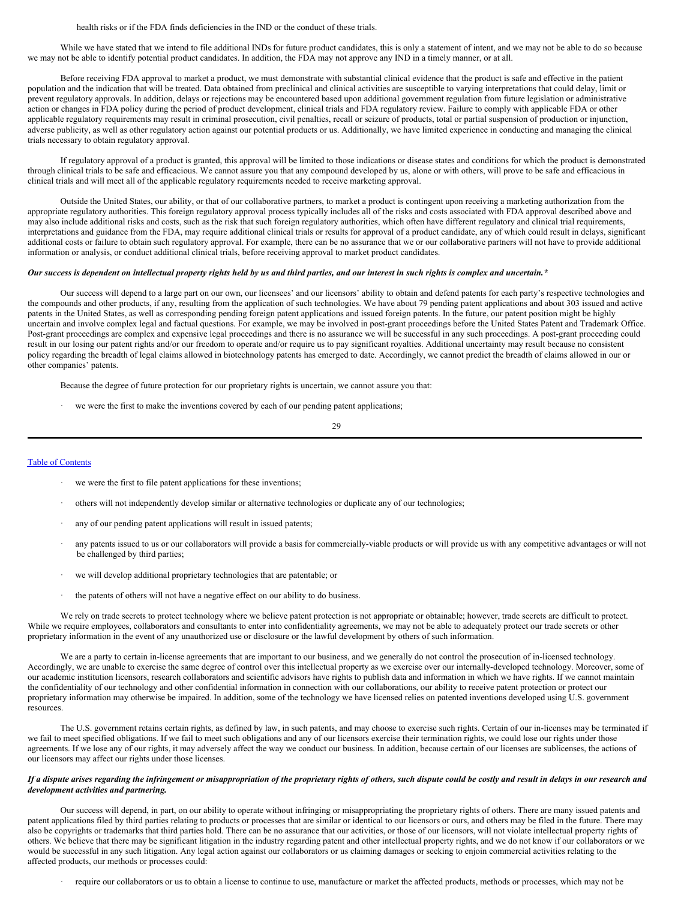health risks or if the FDA finds deficiencies in the IND or the conduct of these trials.

While we have stated that we intend to file additional INDs for future product candidates, this is only a statement of intent, and we may not be able to do so because we may not be able to identify potential product candidates. In addition, the FDA may not approve any IND in a timely manner, or at all.

Before receiving FDA approval to market a product, we must demonstrate with substantial clinical evidence that the product is safe and effective in the patient population and the indication that will be treated. Data obtained from preclinical and clinical activities are susceptible to varying interpretations that could delay, limit or prevent regulatory approvals. In addition, delays or rejections may be encountered based upon additional government regulation from future legislation or administrative action or changes in FDA policy during the period of product development, clinical trials and FDA regulatory review. Failure to comply with applicable FDA or other applicable regulatory requirements may result in criminal prosecution, civil penalties, recall or seizure of products, total or partial suspension of production or injunction, adverse publicity, as well as other regulatory action against our potential products or us. Additionally, we have limited experience in conducting and managing the clinical trials necessary to obtain regulatory approval.

If regulatory approval of a product is granted, this approval will be limited to those indications or disease states and conditions for which the product is demonstrated through clinical trials to be safe and efficacious. We cannot assure you that any compound developed by us, alone or with others, will prove to be safe and efficacious in clinical trials and will meet all of the applicable regulatory requirements needed to receive marketing approval.

Outside the United States, our ability, or that of our collaborative partners, to market a product is contingent upon receiving a marketing authorization from the appropriate regulatory authorities. This foreign regulatory approval process typically includes all of the risks and costs associated with FDA approval described above and may also include additional risks and costs, such as the risk that such foreign regulatory authorities, which often have different regulatory and clinical trial requirements, interpretations and guidance from the FDA, may require additional clinical trials or results for approval of a product candidate, any of which could result in delays, significant additional costs or failure to obtain such regulatory approval. For example, there can be no assurance that we or our collaborative partners will not have to provide additional information or analysis, or conduct additional clinical trials, before receiving approval to market product candidates.

***Our success is dependent on intellectual property rights held by us and third parties, and our interest in such rights is complex and uncertain.****

Our success will depend to a large part on our own, our licensees' and our licensors' ability to obtain and defend patents for each party's respective technologies and the compounds and other products, if any, resulting from the application of such technologies. We have about 79 pending patent applications and about 303 issued and active patents in the United States, as well as corresponding pending foreign patent applications and issued foreign patents. In the future, our patent position might be highly uncertain and involve complex legal and factual questions. For example, we may be involved in post-grant proceedings before the United States Patent and Trademark Office. Post-grant proceedings are complex and expensive legal proceedings and there is no assurance we will be successful in any such proceedings. A post-grant proceeding could result in our losing our patent rights and/or our freedom to operate and/or require us to pay significant royalties. Additional uncertainty may result because no consistent policy regarding the breadth of legal claims allowed in biotechnology patents has emerged to date. Accordingly, we cannot predict the breadth of claims allowed in our or other companies' patents.

Because the degree of future protection for our proprietary rights is uncertain, we cannot assure you that:

- we were the first to make the inventions covered by each of our pending patent applications;
- we were the first to file patent applications for these inventions;
- others will not independently develop similar or alternative technologies or duplicate any of our technologies;
- any of our pending patent applications will result in issued patents;
- any patents issued to us or our collaborators will provide a basis for commercially-viable products or will provide us with any competitive advantages or will not be challenged by third parties;
- we will develop additional proprietary technologies that are patentable; or
- the patents of others will not have a negative effect on our ability to do business.

We rely on trade secrets to protect technology where we believe patent protection is not appropriate or obtainable; however, trade secrets are difficult to protect. While we require employees, collaborators and consultants to enter into confidentiality agreements, we may not be able to adequately protect our trade secrets or other proprietary information in the event of any unauthorized use or disclosure or the lawful development by others of such information.

We are a party to certain in-license agreements that are important to our business, and we generally do not control the prosecution of in-licensed technology. Accordingly, we are unable to exercise the same degree of control over this intellectual property as we exercise over our internally-developed technology. Moreover, some of our academic institution licensors, research collaborators and scientific advisors have rights to publish data and information in which we have rights. If we cannot maintain the confidentiality of our technology and other confidential information in connection with our collaborations, our ability to receive patent protection or protect our proprietary information may otherwise be impaired. In addition, some of the technology we have licensed relies on patented inventions developed using U.S. government resources.

The U.S. government retains certain rights, as defined by law, in such patents, and may choose to exercise such rights. Certain of our in-licenses may be terminated if we fail to meet specified obligations. If we fail to meet such obligations and any of our licensors exercise their termination rights, we could lose our rights under those agreements. If we lose any of our rights, it may adversely affect the way we conduct our business. In addition, because certain of our licenses are sublicenses, the actions of our licensors may affect our rights under those licenses.

***If a dispute arises regarding the infringement or misappropriation of the proprietary rights of others, such dispute could be costly and result in delays in our research and development activities and partnering.***

Our success will depend, in part, on our ability to operate without infringing or misappropriating the proprietary rights of others. There are many issued patents and patent applications filed by third parties relating to products or processes that are similar or identical to our licensors or ours, and others may be filed in the future. There may also be copyrights or trademarks that third parties hold. There can be no assurance that our activities, or those of our licensors, will not violate intellectual property rights of others. We believe that there may be significant litigation in the industry regarding patent and other intellectual property rights, and we do not know if our collaborators or we would be successful in any such litigation. Any legal action against our collaborators or us claiming damages or seeking to enjoin commercial activities relating to the affected products, our methods or processes could:

- require our collaborators or us to obtain a license to continue to use, manufacture or market the affected products, methods or processes, which may not be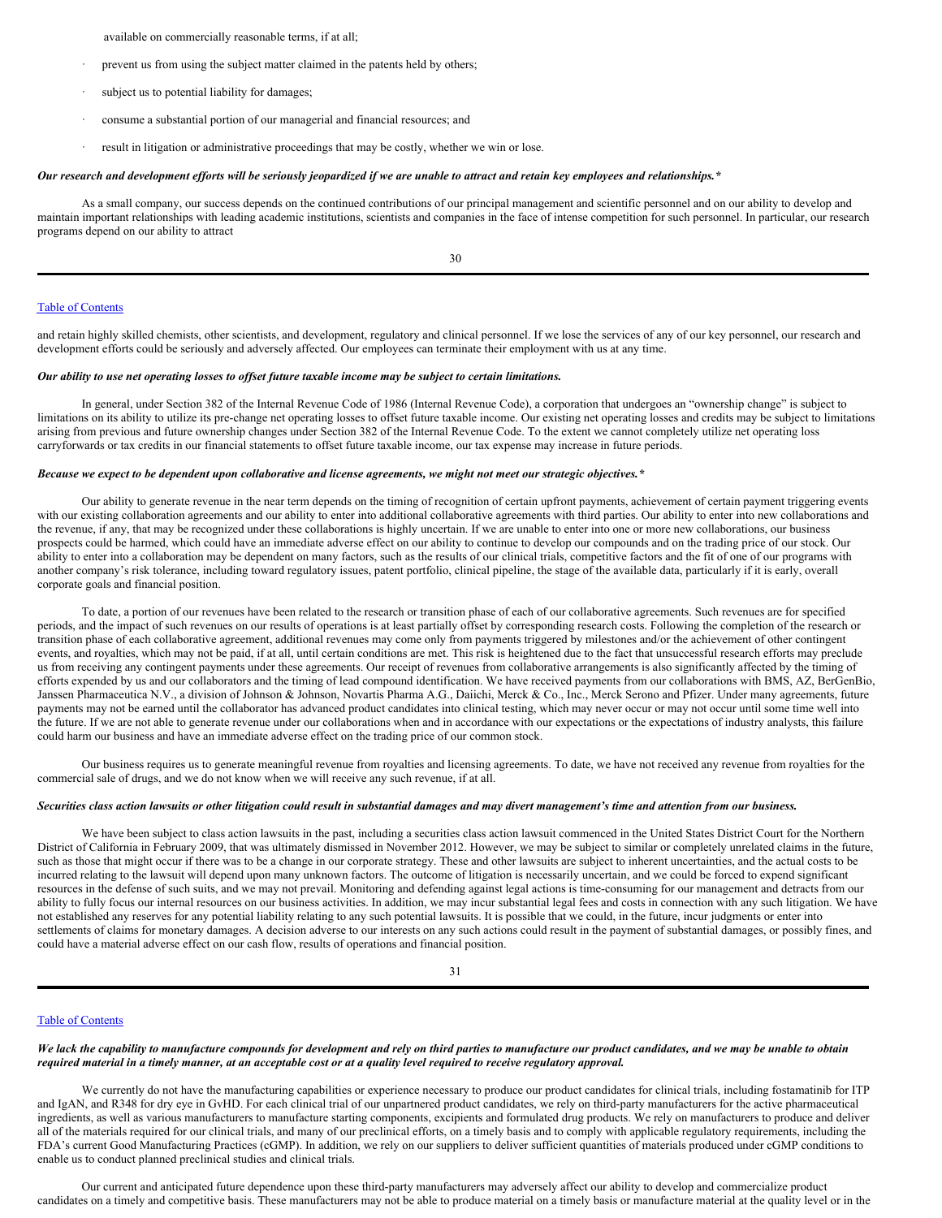available on commercially reasonable terms, if at all;

- prevent us from using the subject matter claimed in the patents held by others;
- subject us to potential liability for damages;
- consume a substantial portion of our managerial and financial resources; and
- result in litigation or administrative proceedings that may be costly, whether we win or lose.

***Our research and development efforts will be seriously jeopardized if we are unable to attract and retain key employees and relationships.****

As a small company, our success depends on the continued contributions of our principal management and scientific personnel and on our ability to develop and maintain important relationships with leading academic institutions, scientists and companies in the face of intense competition for such personnel. In particular, our research programs depend on our ability to attract and retain highly skilled chemists, other scientists, and development, regulatory and clinical personnel. If we lose the services of any of our key personnel, our research and development efforts could be seriously and adversely affected. Our employees can terminate their employment with us at any time.

***Our ability to use net operating losses to offset future taxable income may be subject to certain limitations.***

In general, under Section 382 of the Internal Revenue Code of 1986 (Internal Revenue Code), a corporation that undergoes an "ownership change" is subject to limitations on its ability to utilize its pre-change net operating losses to offset future taxable income. Our existing net operating losses and credits may be subject to limitations arising from previous and future ownership changes under Section 382 of the Internal Revenue Code. To the extent we cannot completely utilize net operating loss carryforwards or tax credits in our financial statements to offset future taxable income, our tax expense may increase in future periods.

***Because we expect to be dependent upon collaborative and license agreements, we might not meet our strategic objectives.****

Our ability to generate revenue in the near term depends on the timing of recognition of certain upfront payments, achievement of certain payment triggering events with our existing collaboration agreements and our ability to enter into additional collaborative agreements with third parties. Our ability to enter into new collaborations and the revenue, if any, that may be recognized under these collaborations is highly uncertain. If we are unable to enter into one or more new collaborations, our business prospects could be harmed, which could have an immediate adverse effect on our ability to continue to develop our compounds and on the trading price of our stock. Our ability to enter into a collaboration may be dependent on many factors, such as the results of our clinical trials, competitive factors and the fit of one of our programs with another company's risk tolerance, including toward regulatory issues, patent portfolio, clinical pipeline, the stage of the available data, particularly if it is early, overall corporate goals and financial position.

To date, a portion of our revenues have been related to the research or transition phase of each of our collaborative agreements. Such revenues are for specified periods, and the impact of such revenues on our results of operations is at least partially offset by corresponding research costs. Following the completion of the research or transition phase of each collaborative agreement, additional revenues may come only from payments triggered by milestones and/or the achievement of other contingent events, and royalties, which may not be paid, if at all, until certain conditions are met. This risk is heightened due to the fact that unsuccessful research efforts may preclude us from receiving any contingent payments under these agreements. Our receipt of revenues from collaborative arrangements is also significantly affected by the timing of efforts expended by us and our collaborators and the timing of lead compound identification. We have received payments from our collaborations with BMS, AZ, BerGenBio, Janssen Pharmaceutica N.V., a division of Johnson & Johnson, Novartis Pharma A.G., Daiichi, Merck & Co., Inc., Merck Serono and Pfizer. Under many agreements, future payments may not be earned until the collaborator has advanced product candidates into clinical testing, which may never occur or may not occur until some time well into the future. If we are not able to generate revenue under our collaborations when and in accordance with our expectations or the expectations of industry analysts, this failure could harm our business and have an immediate adverse effect on the trading price of our common stock.

Our business requires us to generate meaningful revenue from royalties and licensing agreements. To date, we have not received any revenue from royalties for the commercial sale of drugs, and we do not know when we will receive any such revenue, if at all.

***Securities class action lawsuits or other litigation could result in substantial damages and may divert management's time and attention from our business.***

We have been subject to class action lawsuits in the past, including a securities class action lawsuit commenced in the United States District Court for the Northern District of California in February 2009, that was ultimately dismissed in November 2012. However, we may be subject to similar or completely unrelated claims in the future, such as those that might occur if there was to be a change in our corporate strategy. These and other lawsuits are subject to inherent uncertainties, and the actual costs to be incurred relating to the lawsuit will depend upon many unknown factors. The outcome of litigation is necessarily uncertain, and we could be forced to expend significant resources in the defense of such suits, and we may not prevail. Monitoring and defending against legal actions is time-consuming for our management and detracts from our ability to fully focus our internal resources on our business activities. In addition, we may incur substantial legal fees and costs in connection with any such litigation. We have not established any reserves for any potential liability relating to any such potential lawsuits. It is possible that we could, in the future, incur judgments or enter into settlements of claims for monetary damages. A decision adverse to our interests on any such actions could result in the payment of substantial damages, or possibly fines, and could have a material adverse effect on our cash flow, results of operations and financial position.

***We lack the capability to manufacture compounds for development and rely on third parties to manufacture our product candidates, and we may be unable to obtain required material in a timely manner, at an acceptable cost or at a quality level required to receive regulatory approval.***

We currently do not have the manufacturing capabilities or experience necessary to produce our product candidates for clinical trials, including fostamatinib for ITP and IgAN, and R348 for dry eye in GvHD. For each clinical trial of our unpartnered product candidates, we rely on third-party manufacturers for the active pharmaceutical ingredients, as well as various manufacturers to manufacture starting components, excipients and formulated drug products. We rely on manufacturers to produce and deliver all of the materials required for our clinical trials, and many of our preclinical efforts, on a timely basis and to comply with applicable regulatory requirements, including the FDA's current Good Manufacturing Practices (cGMP). In addition, we rely on our suppliers to deliver sufficient quantities of materials produced under cGMP conditions to enable us to conduct planned preclinical studies and clinical trials.

Our current and anticipated future dependence upon these third-party manufacturers may adversely affect our ability to develop and commercialize product candidates on a timely and competitive basis. These manufacturers may not be able to produce material on a timely basis or manufacture material at the quality level or in the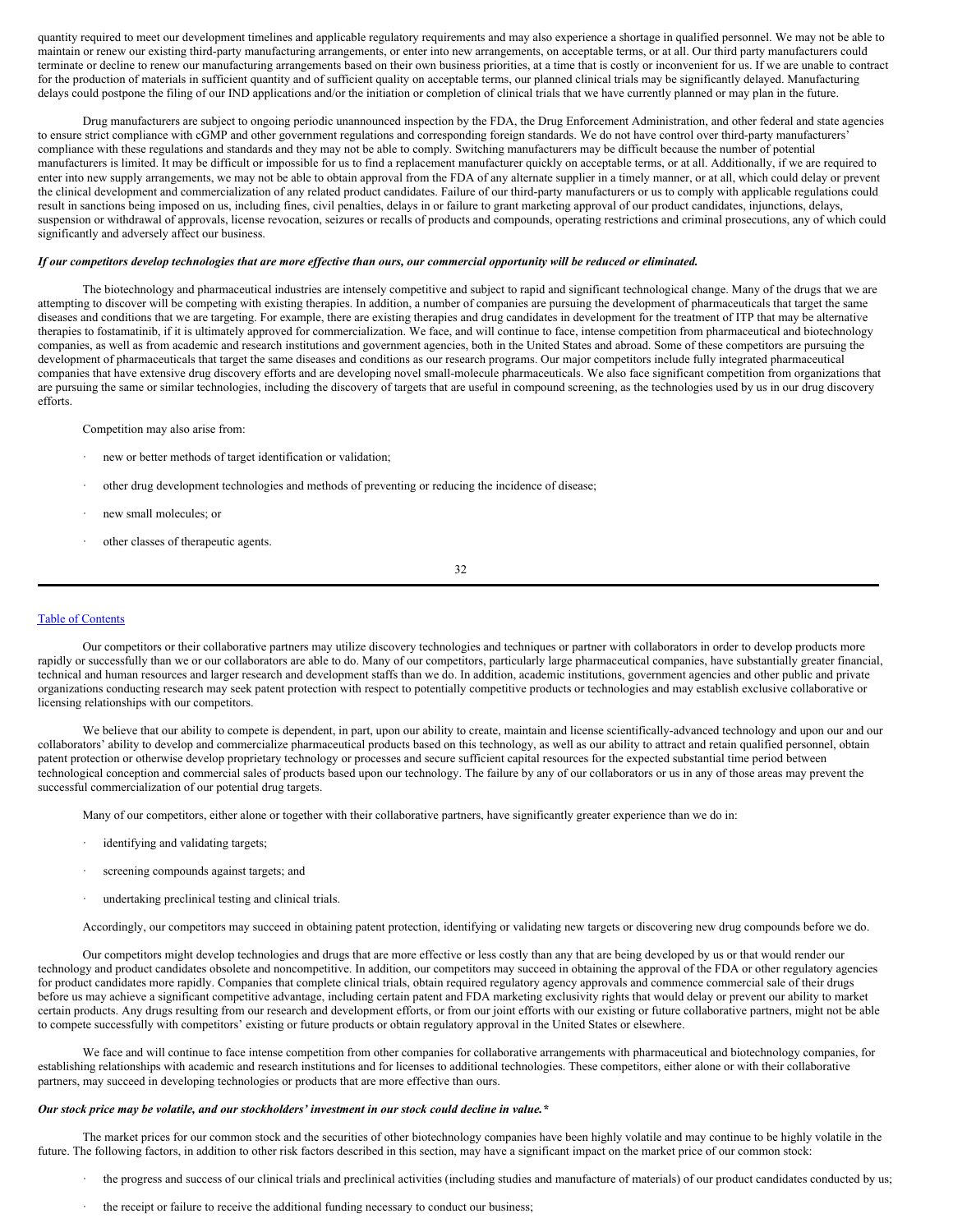quantity required to meet our development timelines and applicable regulatory requirements and may also experience a shortage in qualified personnel. We may not be able to maintain or renew our existing third-party manufacturing arrangements, or enter into new arrangements, on acceptable terms, or at all. Our third party manufacturers could terminate or decline to renew our manufacturing arrangements based on their own business priorities, at a time that is costly or inconvenient for us. If we are unable to contract for the production of materials in sufficient quantity and of sufficient quality on acceptable terms, our planned clinical trials may be significantly delayed. Manufacturing delays could postpone the filing of our IND applications and/or the initiation or completion of clinical trials that we have currently planned or may plan in the future.

Drug manufacturers are subject to ongoing periodic unannounced inspection by the FDA, the Drug Enforcement Administration, and other federal and state agencies to ensure strict compliance with cGMP and other government regulations and corresponding foreign standards. We do not have control over third-party manufacturers' compliance with these regulations and standards and they may not be able to comply. Switching manufacturers may be difficult because the number of potential manufacturers is limited. It may be difficult or impossible for us to find a replacement manufacturer quickly on acceptable terms, or at all. Additionally, if we are required to enter into new supply arrangements, we may not be able to obtain approval from the FDA of any alternate supplier in a timely manner, or at all, which could delay or prevent the clinical development and commercialization of any related product candidates. Failure of our third-party manufacturers or us to comply with applicable regulations could result in sanctions being imposed on us, including fines, civil penalties, delays in or failure to grant marketing approval of our product candidates, injunctions, delays, suspension or withdrawal of approvals, license revocation, seizures or recalls of products and compounds, operating restrictions and criminal prosecutions, any of which could significantly and adversely affect our business.

***If our competitors develop technologies that are more effective than ours, our commercial opportunity will be reduced or eliminated.***

The biotechnology and pharmaceutical industries are intensely competitive and subject to rapid and significant technological change. Many of the drugs that we are attempting to discover will be competing with existing therapies. In addition, a number of companies are pursuing the development of pharmaceuticals that target the same diseases and conditions that we are targeting. For example, there are existing therapies and drug candidates in development for the treatment of ITP that may be alternative therapies to fostamatinib, if it is ultimately approved for commercialization. We face, and will continue to face, intense competition from pharmaceutical and biotechnology companies, as well as from academic and research institutions and government agencies, both in the United States and abroad. Some of these competitors are pursuing the development of pharmaceuticals that target the same diseases and conditions as our research programs. Our major competitors include fully integrated pharmaceutical companies that have extensive drug discovery efforts and are developing novel small-molecule pharmaceuticals. We also face significant competition from organizations that are pursuing the same or similar technologies, including the discovery of targets that are useful in compound screening, as the technologies used by us in our drug discovery efforts.

Competition may also arise from:

- new or better methods of target identification or validation;
- other drug development technologies and methods of preventing or reducing the incidence of disease;
- new small molecules; or
- other classes of therapeutic agents.

Our competitors or their collaborative partners may utilize discovery technologies and techniques or partner with collaborators in order to develop products more rapidly or successfully than we or our collaborators are able to do. Many of our competitors, particularly large pharmaceutical companies, have substantially greater financial, technical and human resources and larger research and development staffs than we do. In addition, academic institutions, government agencies and other public and private organizations conducting research may seek patent protection with respect to potentially competitive products or technologies and may establish exclusive collaborative or licensing relationships with our competitors.

We believe that our ability to compete is dependent, in part, upon our ability to create, maintain and license scientifically-advanced technology and upon our and our collaborators' ability to develop and commercialize pharmaceutical products based on this technology, as well as our ability to attract and retain qualified personnel, obtain patent protection or otherwise develop proprietary technology or processes and secure sufficient capital resources for the expected substantial time period between technological conception and commercial sales of products based upon our technology. The failure by any of our collaborators or us in any of those areas may prevent the successful commercialization of our potential drug targets.

Many of our competitors, either alone or together with their collaborative partners, have significantly greater experience than we do in:

- identifying and validating targets;
- screening compounds against targets; and
- undertaking preclinical testing and clinical trials.

Accordingly, our competitors may succeed in obtaining patent protection, identifying or validating new targets or discovering new drug compounds before we do.

Our competitors might develop technologies and drugs that are more effective or less costly than any that are being developed by us or that would render our technology and product candidates obsolete and noncompetitive. In addition, our competitors may succeed in obtaining the approval of the FDA or other regulatory agencies for product candidates more rapidly. Companies that complete clinical trials, obtain required regulatory agency approvals and commence commercial sale of their drugs before us may achieve a significant competitive advantage, including certain patent and FDA marketing exclusivity rights that would delay or prevent our ability to market certain products. Any drugs resulting from our research and development efforts, or from our joint efforts with our existing or future collaborative partners, might not be able to compete successfully with competitors' existing or future products or obtain regulatory approval in the United States or elsewhere.

We face and will continue to face intense competition from other companies for collaborative arrangements with pharmaceutical and biotechnology companies, for establishing relationships with academic and research institutions and for licenses to additional technologies. These competitors, either alone or with their collaborative partners, may succeed in developing technologies or products that are more effective than ours.

***Our stock price may be volatile, and our stockholders' investment in our stock could decline in value.****

The market prices for our common stock and the securities of other biotechnology companies have been highly volatile and may continue to be highly volatile in the future. The following factors, in addition to other risk factors described in this section, may have a significant impact on the market price of our common stock:

- the progress and success of our clinical trials and preclinical activities (including studies and manufacture of materials) of our product candidates conducted by us;
- the receipt or failure to receive the additional funding necessary to conduct our business;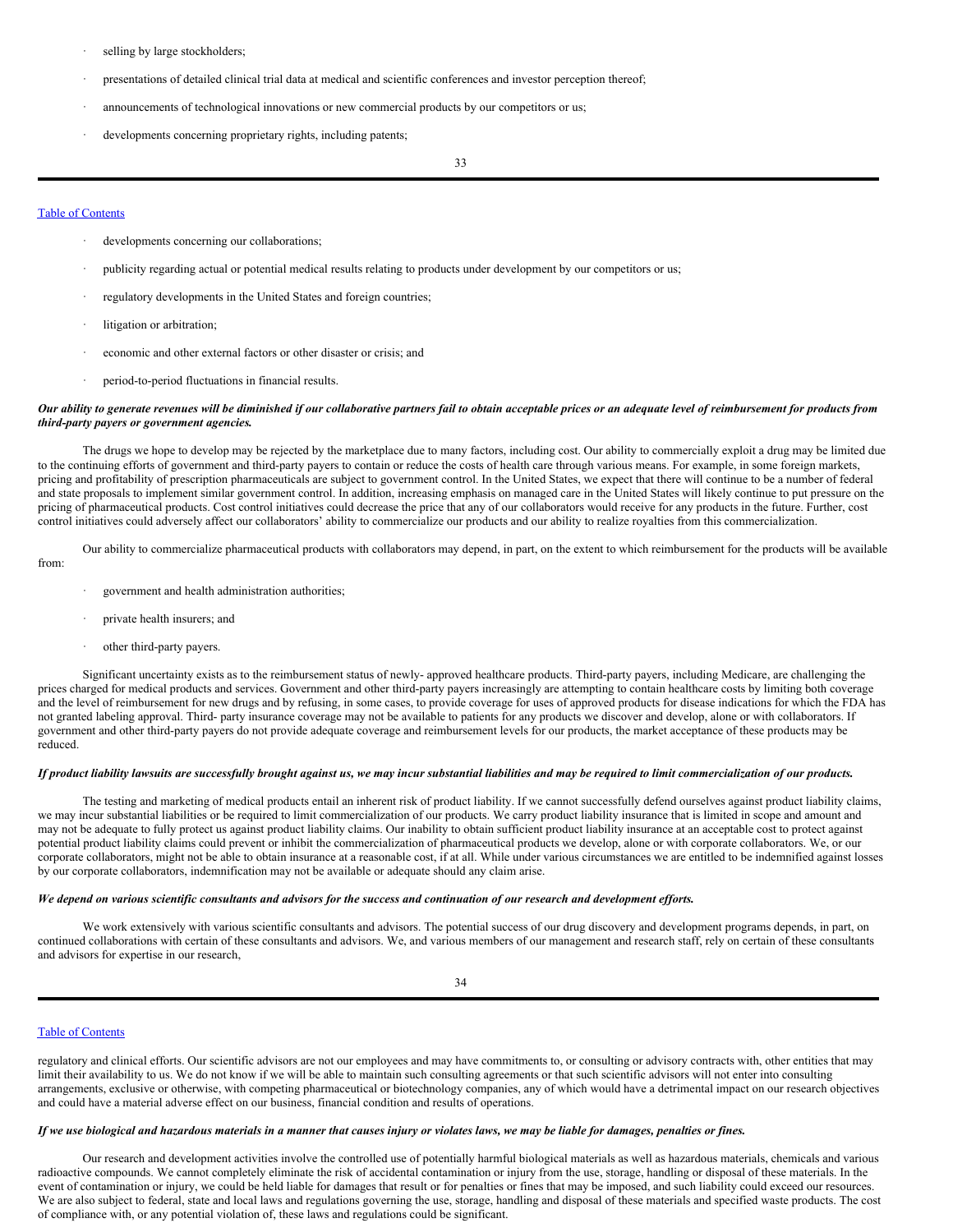- selling by large stockholders;
- presentations of detailed clinical trial data at medical and scientific conferences and investor perception thereof;
- announcements of technological innovations or new commercial products by our competitors or us;
- developments concerning proprietary rights, including patents;
- developments concerning our collaborations;
- publicity regarding actual or potential medical results relating to products under development by our competitors or us;
- regulatory developments in the United States and foreign countries;
- litigation or arbitration;
- economic and other external factors or other disaster or crisis; and
- period-to-period fluctuations in financial results.

***Our ability to generate revenues will be diminished if our collaborative partners fail to obtain acceptable prices or an adequate level of reimbursement for products from third-party payers or government agencies.***

The drugs we hope to develop may be rejected by the marketplace due to many factors, including cost. Our ability to commercially exploit a drug may be limited due to the continuing efforts of government and third-party payers to contain or reduce the costs of health care through various means. For example, in some foreign markets, pricing and profitability of prescription pharmaceuticals are subject to government control. In the United States, we expect that there will continue to be a number of federal and state proposals to implement similar government control. In addition, increasing emphasis on managed care in the United States will likely continue to put pressure on the pricing of pharmaceutical products. Cost control initiatives could decrease the price that any of our collaborators would receive for any products in the future. Further, cost control initiatives could adversely affect our collaborators' ability to commercialize our products and our ability to realize royalties from this commercialization.

Our ability to commercialize pharmaceutical products with collaborators may depend, in part, on the extent to which reimbursement for the products will be available from:

- government and health administration authorities;
- private health insurers; and
- other third-party payers.

Significant uncertainty exists as to the reimbursement status of newly- approved healthcare products. Third-party payers, including Medicare, are challenging the prices charged for medical products and services. Government and other third-party payers increasingly are attempting to contain healthcare costs by limiting both coverage and the level of reimbursement for new drugs and by refusing, in some cases, to provide coverage for uses of approved products for disease indications for which the FDA has not granted labeling approval. Third- party insurance coverage may not be available to patients for any products we discover and develop, alone or with collaborators. If government and other third-party payers do not provide adequate coverage and reimbursement levels for our products, the market acceptance of these products may be reduced.

***If product liability lawsuits are successfully brought against us, we may incur substantial liabilities and may be required to limit commercialization of our products.***

The testing and marketing of medical products entail an inherent risk of product liability. If we cannot successfully defend ourselves against product liability claims, we may incur substantial liabilities or be required to limit commercialization of our products. We carry product liability insurance that is limited in scope and amount and may not be adequate to fully protect us against product liability claims. Our inability to obtain sufficient product liability insurance at an acceptable cost to protect against potential product liability claims could prevent or inhibit the commercialization of pharmaceutical products we develop, alone or with corporate collaborators. We, or our corporate collaborators, might not be able to obtain insurance at a reasonable cost, if at all. While under various circumstances we are entitled to be indemnified against losses by our corporate collaborators, indemnification may not be available or adequate should any claim arise.

***We depend on various scientific consultants and advisors for the success and continuation of our research and development efforts.***

We work extensively with various scientific consultants and advisors. The potential success of our drug discovery and development programs depends, in part, on continued collaborations with certain of these consultants and advisors. We, and various members of our management and research staff, rely on certain of these consultants and advisors for expertise in our research, regulatory and clinical efforts. Our scientific advisors are not our employees and may have commitments to, or consulting or advisory contracts with, other entities that may limit their availability to us. We do not know if we will be able to maintain such consulting agreements or that such scientific advisors will not enter into consulting arrangements, exclusive or otherwise, with competing pharmaceutical or biotechnology companies, any of which would have a detrimental impact on our research objectives and could have a material adverse effect on our business, financial condition and results of operations.

***If we use biological and hazardous materials in a manner that causes injury or violates laws, we may be liable for damages, penalties or fines.***

Our research and development activities involve the controlled use of potentially harmful biological materials as well as hazardous materials, chemicals and various radioactive compounds. We cannot completely eliminate the risk of accidental contamination or injury from the use, storage, handling or disposal of these materials. In the event of contamination or injury, we could be held liable for damages that result or for penalties or fines that may be imposed, and such liability could exceed our resources. We are also subject to federal, state and local laws and regulations governing the use, storage, handling and disposal of these materials and specified waste products. The cost of compliance with, or any potential violation of, these laws and regulations could be significant.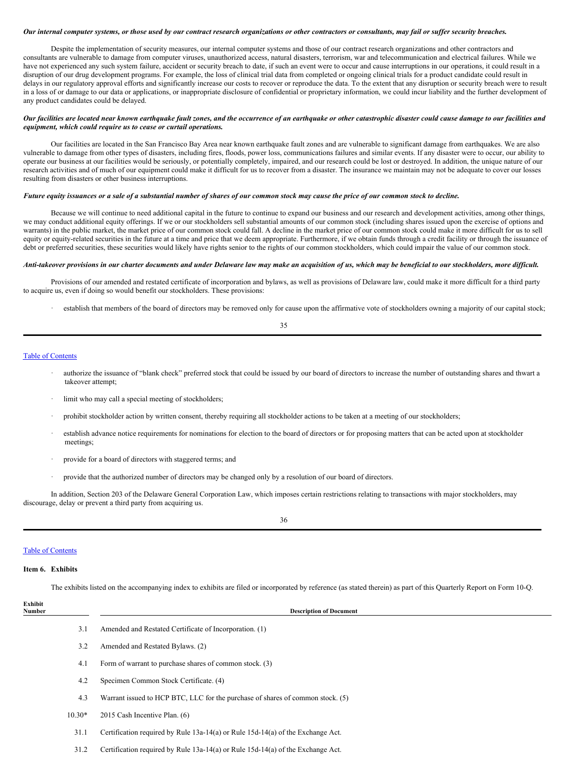***Our internal computer systems, or those used by our contract research organizations or other contractors or consultants, may fail or suffer security breaches.***

Despite the implementation of security measures, our internal computer systems and those of our contract research organizations and other contractors and consultants are vulnerable to damage from computer viruses, unauthorized access, natural disasters, terrorism, war and telecommunication and electrical failures. While we have not experienced any such system failure, accident or security breach to date, if such an event were to occur and cause interruptions in our operations, it could result in a disruption of our drug development programs. For example, the loss of clinical trial data from completed or ongoing clinical trials for a product candidate could result in delays in our regulatory approval efforts and significantly increase our costs to recover or reproduce the data. To the extent that any disruption or security breach were to result in a loss of or damage to our data or applications, or inappropriate disclosure of confidential or proprietary information, we could incur liability and the further development of any product candidates could be delayed.

***Our facilities are located near known earthquake fault zones, and the occurrence of an earthquake or other catastrophic disaster could cause damage to our facilities and equipment, which could require us to cease or curtail operations.***

Our facilities are located in the San Francisco Bay Area near known earthquake fault zones and are vulnerable to significant damage from earthquakes. We are also vulnerable to damage from other types of disasters, including fires, floods, power loss, communications failures and similar events. If any disaster were to occur, our ability to operate our business at our facilities would be seriously, or potentially completely, impaired, and our research could be lost or destroyed. In addition, the unique nature of our research activities and of much of our equipment could make it difficult for us to recover from a disaster. The insurance we maintain may not be adequate to cover our losses resulting from disasters or other business interruptions.

***Future equity issuances or a sale of a substantial number of shares of our common stock may cause the price of our common stock to decline.***

Because we will continue to need additional capital in the future to continue to expand our business and our research and development activities, among other things, we may conduct additional equity offerings. If we or our stockholders sell substantial amounts of our common stock (including shares issued upon the exercise of options and warrants) in the public market, the market price of our common stock could fall. A decline in the market price of our common stock could make it more difficult for us to sell equity or equity-related securities in the future at a time and price that we deem appropriate. Furthermore, if we obtain funds through a credit facility or through the issuance of debt or preferred securities, these securities would likely have rights senior to the rights of our common stockholders, which could impair the value of our common stock.

***Anti-takeover provisions in our charter documents and under Delaware law may make an acquisition of us, which may be beneficial to our stockholders, more difficult.***

Provisions of our amended and restated certificate of incorporation and bylaws, as well as provisions of Delaware law, could make it more difficult for a third party to acquire us, even if doing so would benefit our stockholders. These provisions:

- establish that members of the board of directors may be removed only for cause upon the affirmative vote of stockholders owning a majority of our capital stock;
- authorize the issuance of "blank check" preferred stock that could be issued by our board of directors to increase the number of outstanding shares and thwart a takeover attempt;
- limit who may call a special meeting of stockholders;
- prohibit stockholder action by written consent, thereby requiring all stockholder actions to be taken at a meeting of our stockholders;
- establish advance notice requirements for nominations for election to the board of directors or for proposing matters that can be acted upon at stockholder meetings;
- provide for a board of directors with staggered terms; and
- provide that the authorized number of directors may be changed only by a resolution of our board of directors.

In addition, Section 203 of the Delaware General Corporation Law, which imposes certain restrictions relating to transactions with major stockholders, may discourage, delay or prevent a third party from acquiring us.

**Item 6. Exhibits**

The exhibits listed on the accompanying index to exhibits are filed or incorporated by reference (as stated therein) as part of this Quarterly Report on Form 10-Q.

| Exhibit Number | Description of Document |
|---|---|
| 3.1 | Amended and Restated Certificate of Incorporation. (1) |
| 3.2 | Amended and Restated Bylaws. (2) |
| 4.1 | Form of warrant to purchase shares of common stock. (3) |
| 4.2 | Specimen Common Stock Certificate. (4) |
| 4.3 | Warrant issued to HCP BTC, LLC for the purchase of shares of common stock. (5) |
| 10.30* | 2015 Cash Incentive Plan. (6) |
| 31.1 | Certification required by Rule 13a-14(a) or Rule 15d-14(a) of the Exchange Act. |
| 31.2 | Certification required by Rule 13a-14(a) or Rule 15d-14(a) of the Exchange Act. |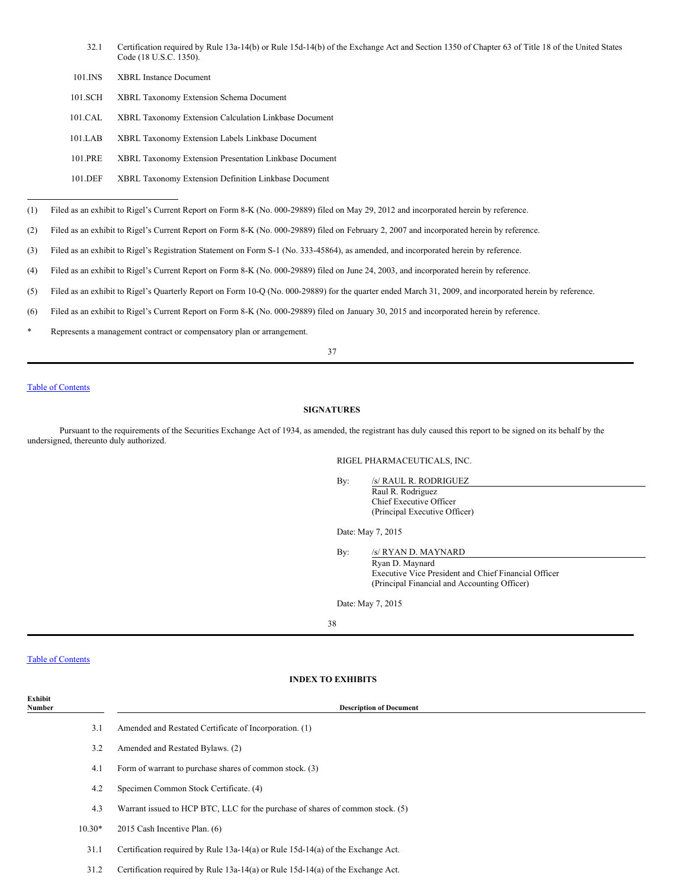| | |
|---|---|
| 32.1 | Certification required by Rule 13a-14(b) or Rule 15d-14(b) of the Exchange Act and Section 1350 of Chapter 63 of Title 18 of the United States Code (18 U.S.C. 1350). |
| 101.INS | XBRL Instance Document |
| 101.SCH | XBRL Taxonomy Extension Schema Document |
| 101.CAL | XBRL Taxonomy Extension Calculation Linkbase Document |
| 101.LAB | XBRL Taxonomy Extension Labels Linkbase Document |
| 101.PRE | XBRL Taxonomy Extension Presentation Linkbase Document |
| 101.DEF | XBRL Taxonomy Extension Definition Linkbase Document |

---

(1) Filed as an exhibit to Rigel's Current Report on Form 8-K (No. 000-29889) filed on May 29, 2012 and incorporated herein by reference.

(2) Filed as an exhibit to Rigel's Current Report on Form 8-K (No. 000-29889) filed on February 2, 2007 and incorporated herein by reference.

(3) Filed as an exhibit to Rigel's Registration Statement on Form S-1 (No. 333-45864), as amended, and incorporated herein by reference.

(4) Filed as an exhibit to Rigel's Current Report on Form 8-K (No. 000-29889) filed on June 24, 2003, and incorporated herein by reference.

(5) Filed as an exhibit to Rigel's Quarterly Report on Form 10-Q (No. 000-29889) for the quarter ended March 31, 2009, and incorporated herein by reference.

(6) Filed as an exhibit to Rigel's Current Report on Form 8-K (No. 000-29889) filed on January 30, 2015 and incorporated herein by reference.

\* Represents a management contract or compensatory plan or arrangement.

Table of Contents

## SIGNATURES

Pursuant to the requirements of the Securities Exchange Act of 1934, as amended, the registrant has duly caused this report to be signed on its behalf by the undersigned, thereunto duly authorized.

RIGEL PHARMACEUTICALS, INC.

By: /s/ RAUL R. RODRIGUEZ
Raul R. Rodriguez
Chief Executive Officer
(Principal Executive Officer)

Date: May 7, 2015

By: /s/ RYAN D. MAYNARD
Ryan D. Maynard
Executive Vice President and Chief Financial Officer
(Principal Financial and Accounting Officer)

Date: May 7, 2015

Table of Contents

## INDEX TO EXHIBITS

| Exhibit Number | Description of Document |
|---|---|
| 3.1 | Amended and Restated Certificate of Incorporation. (1) |
| 3.2 | Amended and Restated Bylaws. (2) |
| 4.1 | Form of warrant to purchase shares of common stock. (3) |
| 4.2 | Specimen Common Stock Certificate. (4) |
| 4.3 | Warrant issued to HCP BTC, LLC for the purchase of shares of common stock. (5) |
| 10.30* | 2015 Cash Incentive Plan. (6) |
| 31.1 | Certification required by Rule 13a-14(a) or Rule 15d-14(a) of the Exchange Act. |
| 31.2 | Certification required by Rule 13a-14(a) or Rule 15d-14(a) of the Exchange Act. |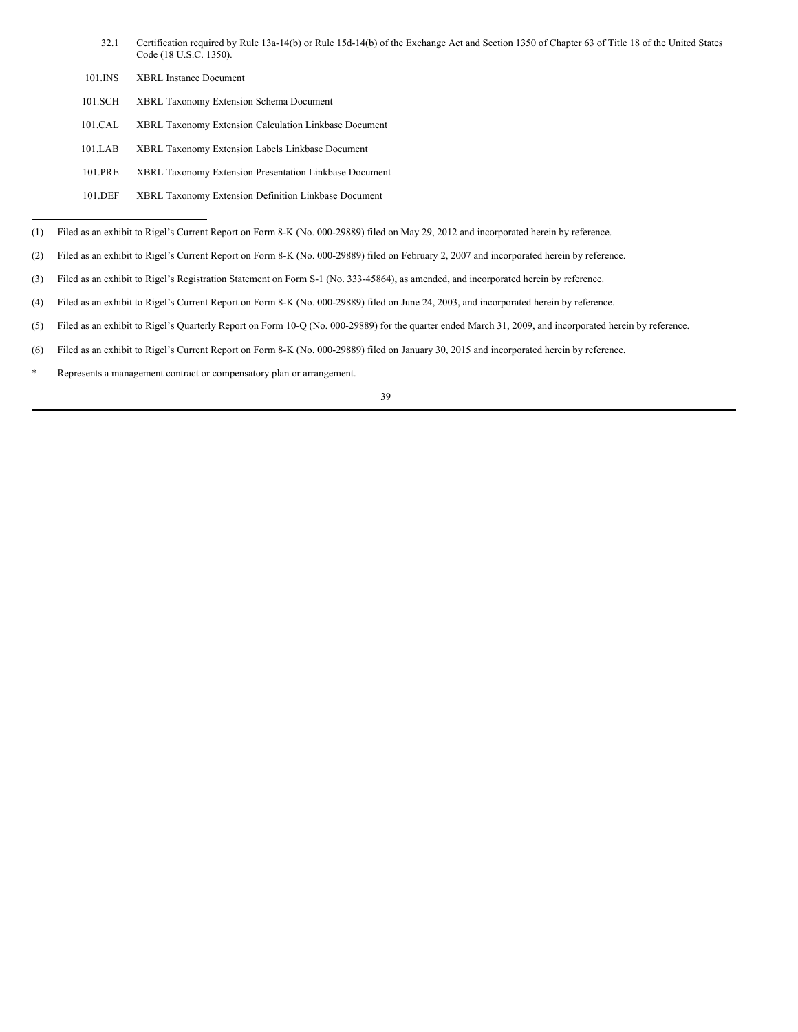| | |
|---|---|
| 32.1 | Certification required by Rule 13a-14(b) or Rule 15d-14(b) of the Exchange Act and Section 1350 of Chapter 63 of Title 18 of the United States Code (18 U.S.C. 1350). |
| 101.INS | XBRL Instance Document |
| 101.SCH | XBRL Taxonomy Extension Schema Document |
| 101.CAL | XBRL Taxonomy Extension Calculation Linkbase Document |
| 101.LAB | XBRL Taxonomy Extension Labels Linkbase Document |
| 101.PRE | XBRL Taxonomy Extension Presentation Linkbase Document |
| 101.DEF | XBRL Taxonomy Extension Definition Linkbase Document |

---

(1) Filed as an exhibit to Rigel's Current Report on Form 8-K (No. 000-29889) filed on May 29, 2012 and incorporated herein by reference.

(2) Filed as an exhibit to Rigel's Current Report on Form 8-K (No. 000-29889) filed on February 2, 2007 and incorporated herein by reference.

(3) Filed as an exhibit to Rigel's Registration Statement on Form S-1 (No. 333-45864), as amended, and incorporated herein by reference.

(4) Filed as an exhibit to Rigel's Current Report on Form 8-K (No. 000-29889) filed on June 24, 2003, and incorporated herein by reference.

(5) Filed as an exhibit to Rigel's Quarterly Report on Form 10-Q (No. 000-29889) for the quarter ended March 31, 2009, and incorporated herein by reference.

(6) Filed as an exhibit to Rigel's Current Report on Form 8-K (No. 000-29889) filed on January 30, 2015 and incorporated herein by reference.

\* Represents a management contract or compensatory plan or arrangement.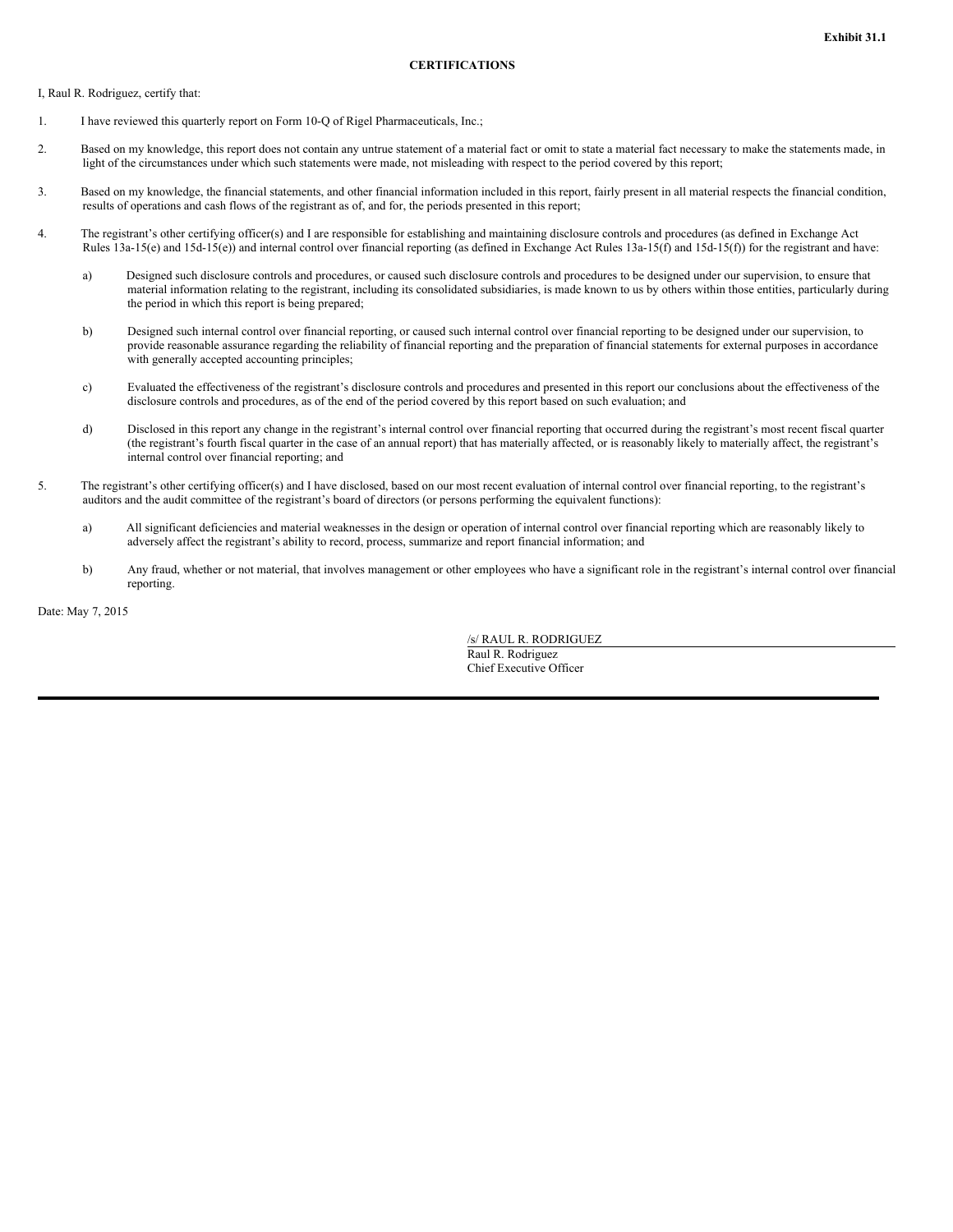**Exhibit 31.1**

**CERTIFICATIONS**

I, Raul R. Rodriguez, certify that:

1. I have reviewed this quarterly report on Form 10-Q of Rigel Pharmaceuticals, Inc.;

2. Based on my knowledge, this report does not contain any untrue statement of a material fact or omit to state a material fact necessary to make the statements made, in light of the circumstances under which such statements were made, not misleading with respect to the period covered by this report;

3. Based on my knowledge, the financial statements, and other financial information included in this report, fairly present in all material respects the financial condition, results of operations and cash flows of the registrant as of, and for, the periods presented in this report;

4. The registrant's other certifying officer(s) and I are responsible for establishing and maintaining disclosure controls and procedures (as defined in Exchange Act Rules 13a-15(e) and 15d-15(e)) and internal control over financial reporting (as defined in Exchange Act Rules 13a-15(f) and 15d-15(f)) for the registrant and have:

   a) Designed such disclosure controls and procedures, or caused such disclosure controls and procedures to be designed under our supervision, to ensure that material information relating to the registrant, including its consolidated subsidiaries, is made known to us by others within those entities, particularly during the period in which this report is being prepared;

   b) Designed such internal control over financial reporting, or caused such internal control over financial reporting to be designed under our supervision, to provide reasonable assurance regarding the reliability of financial reporting and the preparation of financial statements for external purposes in accordance with generally accepted accounting principles;

   c) Evaluated the effectiveness of the registrant's disclosure controls and procedures and presented in this report our conclusions about the effectiveness of the disclosure controls and procedures, as of the end of the period covered by this report based on such evaluation; and

   d) Disclosed in this report any change in the registrant's internal control over financial reporting that occurred during the registrant's most recent fiscal quarter (the registrant's fourth fiscal quarter in the case of an annual report) that has materially affected, or is reasonably likely to materially affect, the registrant's internal control over financial reporting; and

5. The registrant's other certifying officer(s) and I have disclosed, based on our most recent evaluation of internal control over financial reporting, to the registrant's auditors and the audit committee of the registrant's board of directors (or persons performing the equivalent functions):

   a) All significant deficiencies and material weaknesses in the design or operation of internal control over financial reporting which are reasonably likely to adversely affect the registrant's ability to record, process, summarize and report financial information; and

   b) Any fraud, whether or not material, that involves management or other employees who have a significant role in the registrant's internal control over financial reporting.

Date: May 7, 2015

/s/ RAUL R. RODRIGUEZ

Raul R. Rodriguez

Chief Executive Officer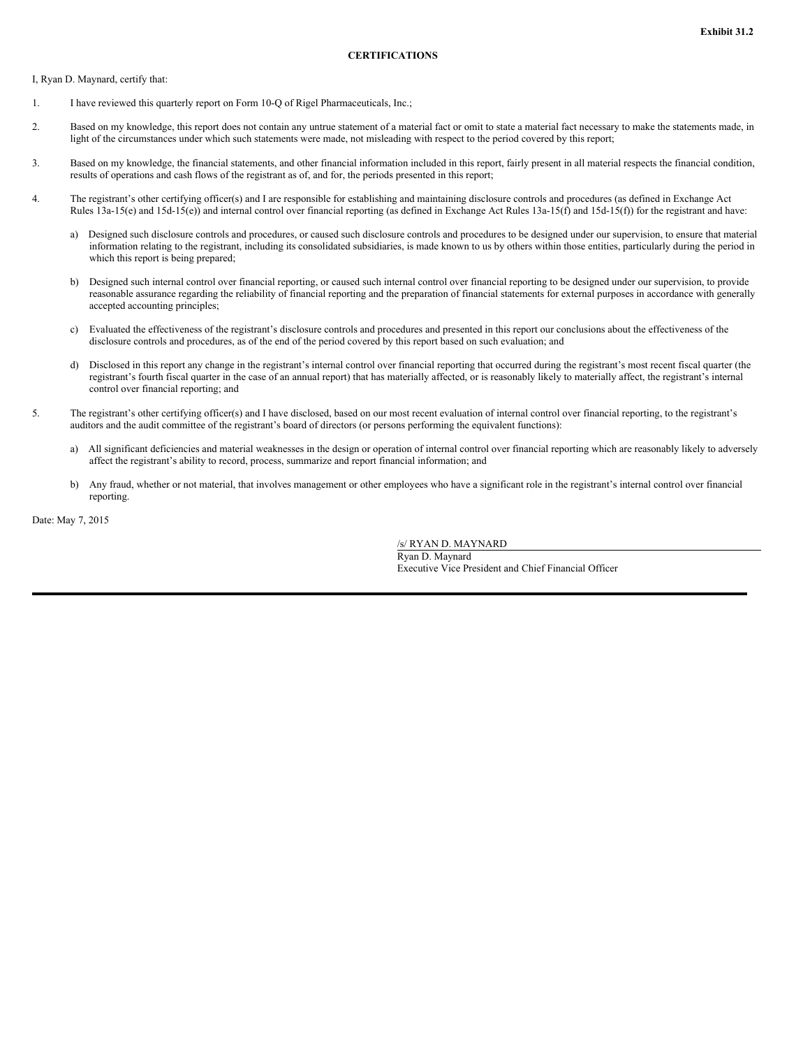**Exhibit 31.2**

**CERTIFICATIONS**

I, Ryan D. Maynard, certify that:

1. I have reviewed this quarterly report on Form 10-Q of Rigel Pharmaceuticals, Inc.;

2. Based on my knowledge, this report does not contain any untrue statement of a material fact or omit to state a material fact necessary to make the statements made, in light of the circumstances under which such statements were made, not misleading with respect to the period covered by this report;

3. Based on my knowledge, the financial statements, and other financial information included in this report, fairly present in all material respects the financial condition, results of operations and cash flows of the registrant as of, and for, the periods presented in this report;

4. The registrant's other certifying officer(s) and I are responsible for establishing and maintaining disclosure controls and procedures (as defined in Exchange Act Rules 13a-15(e) and 15d-15(e)) and internal control over financial reporting (as defined in Exchange Act Rules 13a-15(f) and 15d-15(f)) for the registrant and have:

   a) Designed such disclosure controls and procedures, or caused such disclosure controls and procedures to be designed under our supervision, to ensure that material information relating to the registrant, including its consolidated subsidiaries, is made known to us by others within those entities, particularly during the period in which this report is being prepared;

   b) Designed such internal control over financial reporting, or caused such internal control over financial reporting to be designed under our supervision, to provide reasonable assurance regarding the reliability of financial reporting and the preparation of financial statements for external purposes in accordance with generally accepted accounting principles;

   c) Evaluated the effectiveness of the registrant's disclosure controls and procedures and presented in this report our conclusions about the effectiveness of the disclosure controls and procedures, as of the end of the period covered by this report based on such evaluation; and

   d) Disclosed in this report any change in the registrant's internal control over financial reporting that occurred during the registrant's most recent fiscal quarter (the registrant's fourth fiscal quarter in the case of an annual report) that has materially affected, or is reasonably likely to materially affect, the registrant's internal control over financial reporting; and

5. The registrant's other certifying officer(s) and I have disclosed, based on our most recent evaluation of internal control over financial reporting, to the registrant's auditors and the audit committee of the registrant's board of directors (or persons performing the equivalent functions):

   a) All significant deficiencies and material weaknesses in the design or operation of internal control over financial reporting which are reasonably likely to adversely affect the registrant's ability to record, process, summarize and report financial information; and

   b) Any fraud, whether or not material, that involves management or other employees who have a significant role in the registrant's internal control over financial reporting.

Date: May 7, 2015

/s/ RYAN D. MAYNARD
Ryan D. Maynard
Executive Vice President and Chief Financial Officer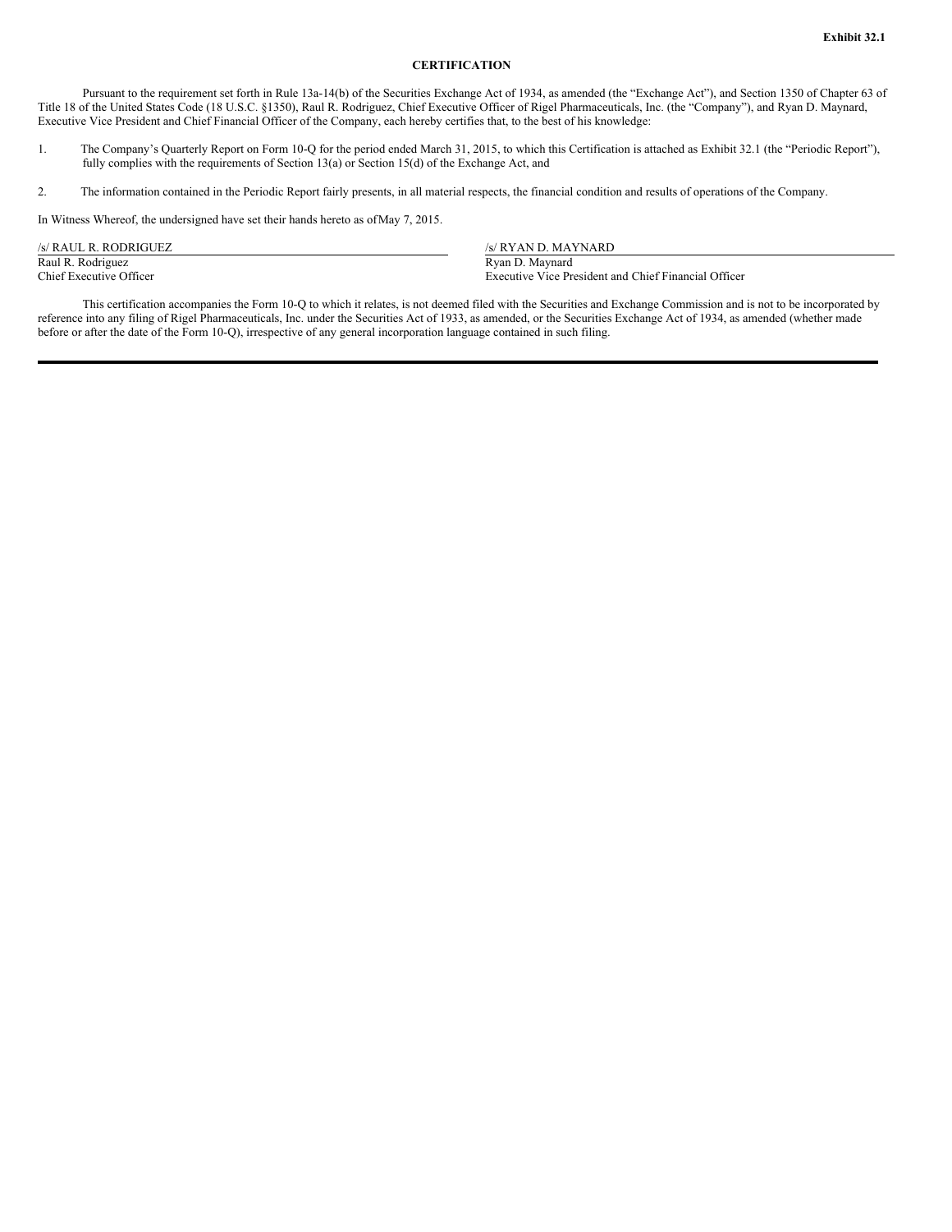**Exhibit 32.1**

**CERTIFICATION**

Pursuant to the requirement set forth in Rule 13a-14(b) of the Securities Exchange Act of 1934, as amended (the "Exchange Act"), and Section 1350 of Chapter 63 of Title 18 of the United States Code (18 U.S.C. §1350), Raul R. Rodriguez, Chief Executive Officer of Rigel Pharmaceuticals, Inc. (the "Company"), and Ryan D. Maynard, Executive Vice President and Chief Financial Officer of the Company, each hereby certifies that, to the best of his knowledge:

1. The Company's Quarterly Report on Form 10-Q for the period ended March 31, 2015, to which this Certification is attached as Exhibit 32.1 (the "Periodic Report"), fully complies with the requirements of Section 13(a) or Section 15(d) of the Exchange Act, and

2. The information contained in the Periodic Report fairly presents, in all material respects, the financial condition and results of operations of the Company.

In Witness Whereof, the undersigned have set their hands hereto as of May 7, 2015.

| | |
|---|---|
| /s/ RAUL R. RODRIGUEZ | /s/ RYAN D. MAYNARD |
| Raul R. Rodriguez | Ryan D. Maynard |
| Chief Executive Officer | Executive Vice President and Chief Financial Officer |

This certification accompanies the Form 10-Q to which it relates, is not deemed filed with the Securities and Exchange Commission and is not to be incorporated by reference into any filing of Rigel Pharmaceuticals, Inc. under the Securities Act of 1933, as amended, or the Securities Exchange Act of 1934, as amended (whether made before or after the date of the Form 10-Q), irrespective of any general incorporation language contained in such filing.